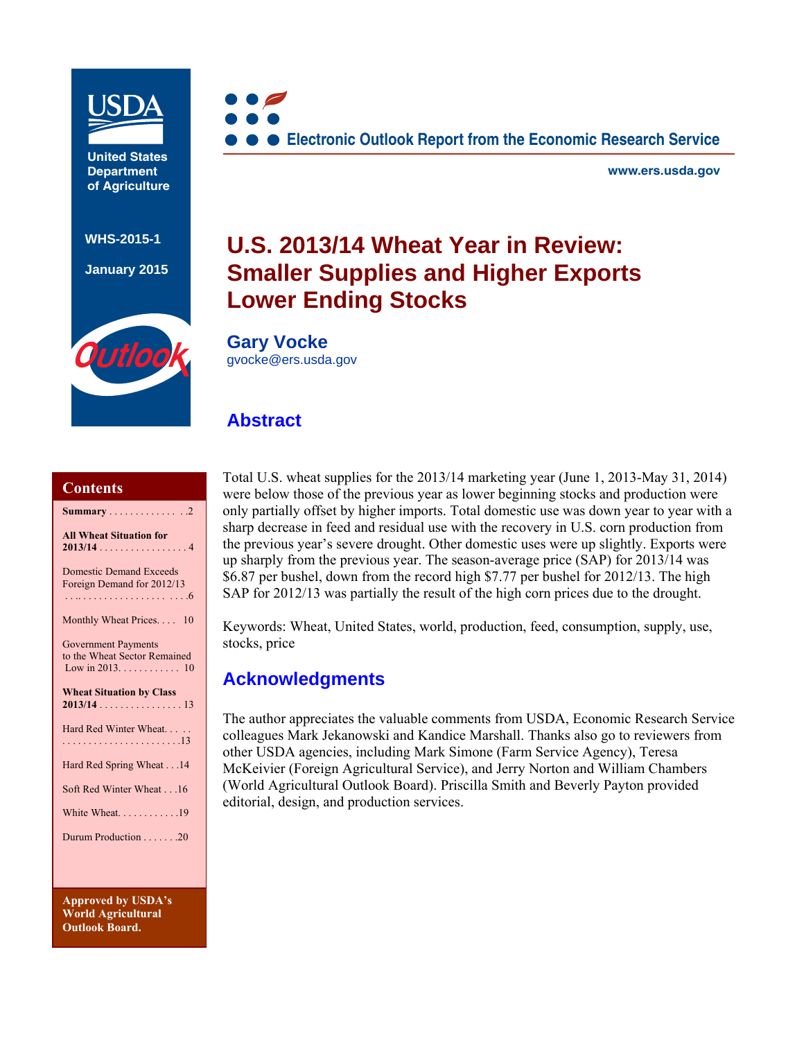USDA

United States Department of Agriculture

WHS-2015-1

January 2015

Outlook

Electronic Outlook Report from the Economic Research Service

www.ers.usda.gov

# U.S. 2013/14 Wheat Year in Review: Smaller Supplies and Higher Exports Lower Ending Stocks

**Gary Vocke**
gvocke@ers.usda.gov

## Contents

**Summary** . . . . . . . . . . . . . . 2

**All Wheat Situation for 2013/14** . . . . . . . . . . . . . . . . . 4

Domestic Demand Exceeds Foreign Demand for 2012/13 . . . . . . . . . . . . . . . . . . . . 6

Monthly Wheat Prices. . . . . 10

Government Payments to the Wheat Sector Remained Low in 2013. . . . . . . . . . . . 10

**Wheat Situation by Class 2013/14** . . . . . . . . . . . . . . . . 13

Hard Red Winter Wheat. . . . . . . . . . . . . . . . . . . . . . . . . . . . 13

Hard Red Spring Wheat . . . 14

Soft Red Winter Wheat . . . 16

White Wheat. . . . . . . . . . . 19

Durum Production . . . . . . . 20

**Approved by USDA's World Agricultural Outlook Board.**

## Abstract

Total U.S. wheat supplies for the 2013/14 marketing year (June 1, 2013-May 31, 2014) were below those of the previous year as lower beginning stocks and production were only partially offset by higher imports. Total domestic use was down year to year with a sharp decrease in feed and residual use with the recovery in U.S. corn production from the previous year's severe drought. Other domestic uses were up slightly. Exports were up sharply from the previous year. The season-average price (SAP) for 2013/14 was $6.87 per bushel, down from the record high $7.77 per bushel for 2012/13. The high SAP for 2012/13 was partially the result of the high corn prices due to the drought.

Keywords: Wheat, United States, world, production, feed, consumption, supply, use, stocks, price

## Acknowledgments

The author appreciates the valuable comments from USDA, Economic Research Service colleagues Mark Jekanowski and Kandice Marshall. Thanks also go to reviewers from other USDA agencies, including Mark Simone (Farm Service Agency), Teresa McKeivier (Foreign Agricultural Service), and Jerry Norton and William Chambers (World Agricultural Outlook Board). Priscilla Smith and Beverly Payton provided editorial, design, and production services.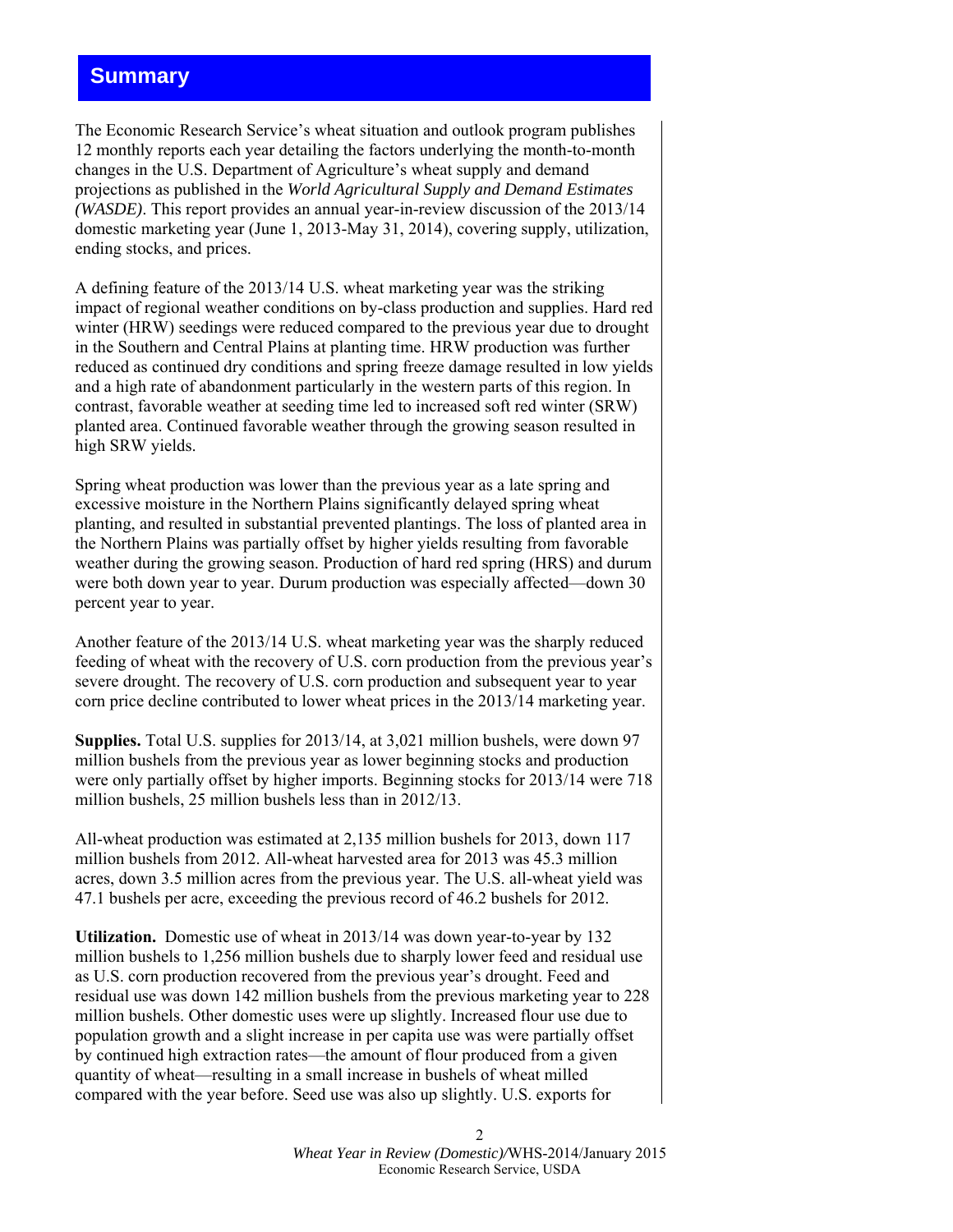# Summary

The Economic Research Service's wheat situation and outlook program publishes 12 monthly reports each year detailing the factors underlying the month-to-month changes in the U.S. Department of Agriculture's wheat supply and demand projections as published in the *World Agricultural Supply and Demand Estimates (WASDE)*. This report provides an annual year-in-review discussion of the 2013/14 domestic marketing year (June 1, 2013-May 31, 2014), covering supply, utilization, ending stocks, and prices.

A defining feature of the 2013/14 U.S. wheat marketing year was the striking impact of regional weather conditions on by-class production and supplies. Hard red winter (HRW) seedings were reduced compared to the previous year due to drought in the Southern and Central Plains at planting time. HRW production was further reduced as continued dry conditions and spring freeze damage resulted in low yields and a high rate of abandonment particularly in the western parts of this region. In contrast, favorable weather at seeding time led to increased soft red winter (SRW) planted area. Continued favorable weather through the growing season resulted in high SRW yields.

Spring wheat production was lower than the previous year as a late spring and excessive moisture in the Northern Plains significantly delayed spring wheat planting, and resulted in substantial prevented plantings. The loss of planted area in the Northern Plains was partially offset by higher yields resulting from favorable weather during the growing season. Production of hard red spring (HRS) and durum were both down year to year. Durum production was especially affected—down 30 percent year to year.

Another feature of the 2013/14 U.S. wheat marketing year was the sharply reduced feeding of wheat with the recovery of U.S. corn production from the previous year's severe drought. The recovery of U.S. corn production and subsequent year to year corn price decline contributed to lower wheat prices in the 2013/14 marketing year.

**Supplies.** Total U.S. supplies for 2013/14, at 3,021 million bushels, were down 97 million bushels from the previous year as lower beginning stocks and production were only partially offset by higher imports. Beginning stocks for 2013/14 were 718 million bushels, 25 million bushels less than in 2012/13.

All-wheat production was estimated at 2,135 million bushels for 2013, down 117 million bushels from 2012. All-wheat harvested area for 2013 was 45.3 million acres, down 3.5 million acres from the previous year. The U.S. all-wheat yield was 47.1 bushels per acre, exceeding the previous record of 46.2 bushels for 2012.

**Utilization.** Domestic use of wheat in 2013/14 was down year-to-year by 132 million bushels to 1,256 million bushels due to sharply lower feed and residual use as U.S. corn production recovered from the previous year's drought. Feed and residual use was down 142 million bushels from the previous marketing year to 228 million bushels. Other domestic uses were up slightly. Increased flour use due to population growth and a slight increase in per capita use was were partially offset by continued high extraction rates—the amount of flour produced from a given quantity of wheat—resulting in a small increase in bushels of wheat milled compared with the year before. Seed use was also up slightly. U.S. exports for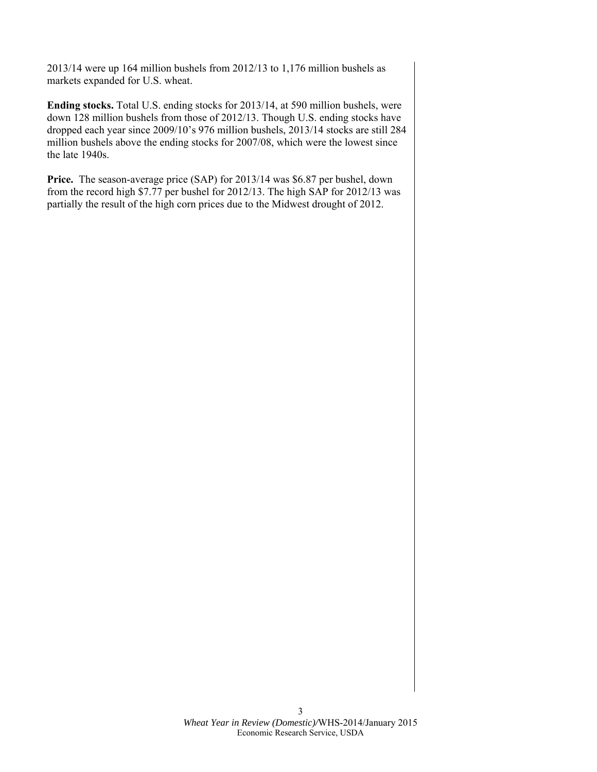2013/14 were up 164 million bushels from 2012/13 to 1,176 million bushels as markets expanded for U.S. wheat.

**Ending stocks.** Total U.S. ending stocks for 2013/14, at 590 million bushels, were down 128 million bushels from those of 2012/13. Though U.S. ending stocks have dropped each year since 2009/10's 976 million bushels, 2013/14 stocks are still 284 million bushels above the ending stocks for 2007/08, which were the lowest since the late 1940s.

**Price.** The season-average price (SAP) for 2013/14 was $6.87 per bushel, down from the record high $7.77 per bushel for 2012/13. The high SAP for 2012/13 was partially the result of the high corn prices due to the Midwest drought of 2012.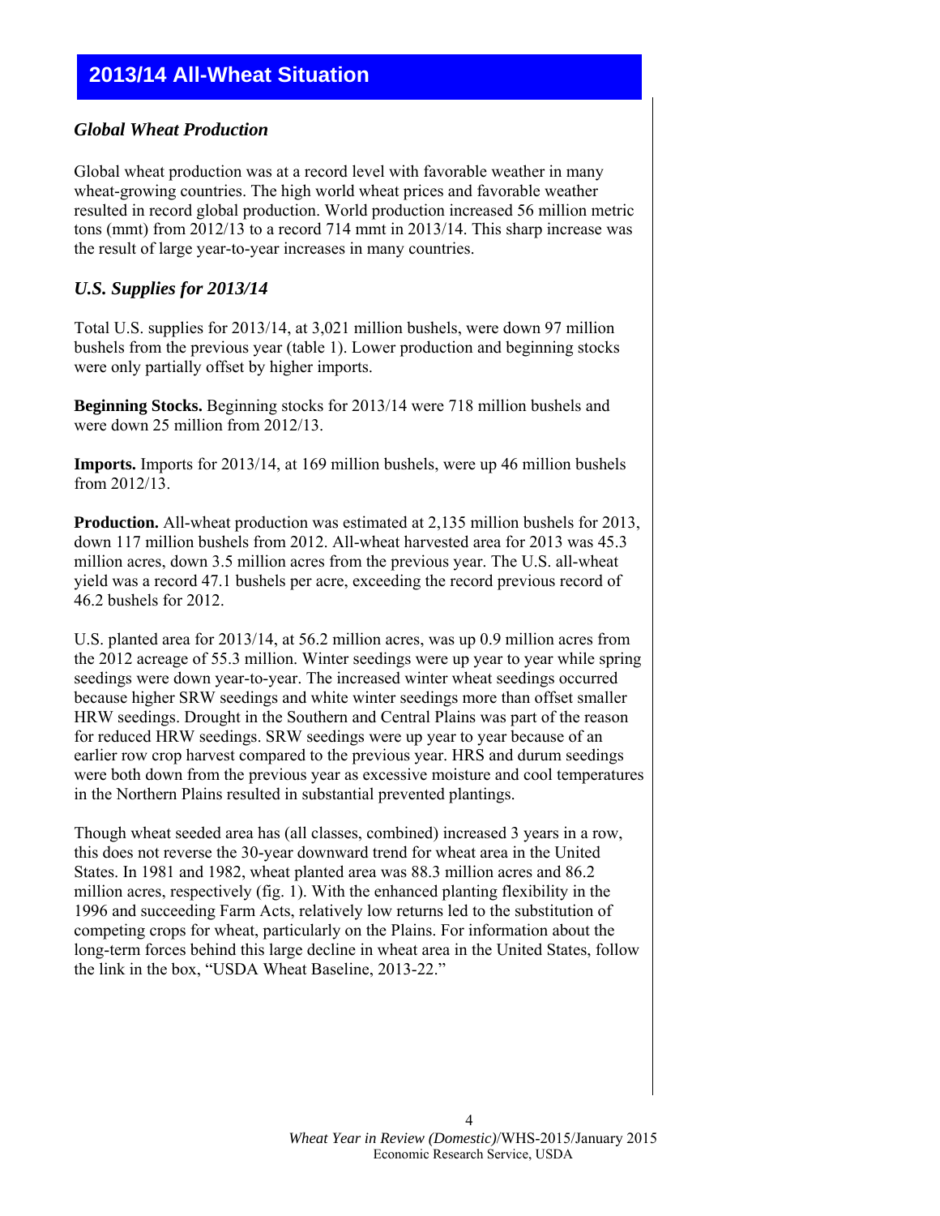# 2013/14 All-Wheat Situation

## *Global Wheat Production*

Global wheat production was at a record level with favorable weather in many wheat-growing countries. The high world wheat prices and favorable weather resulted in record global production. World production increased 56 million metric tons (mmt) from 2012/13 to a record 714 mmt in 2013/14. This sharp increase was the result of large year-to-year increases in many countries.

## *U.S. Supplies for 2013/14*

Total U.S. supplies for 2013/14, at 3,021 million bushels, were down 97 million bushels from the previous year (table 1). Lower production and beginning stocks were only partially offset by higher imports.

**Beginning Stocks.** Beginning stocks for 2013/14 were 718 million bushels and were down 25 million from 2012/13.

**Imports.** Imports for 2013/14, at 169 million bushels, were up 46 million bushels from 2012/13.

**Production.** All-wheat production was estimated at 2,135 million bushels for 2013, down 117 million bushels from 2012. All-wheat harvested area for 2013 was 45.3 million acres, down 3.5 million acres from the previous year. The U.S. all-wheat yield was a record 47.1 bushels per acre, exceeding the record previous record of 46.2 bushels for 2012.

U.S. planted area for 2013/14, at 56.2 million acres, was up 0.9 million acres from the 2012 acreage of 55.3 million. Winter seedings were up year to year while spring seedings were down year-to-year. The increased winter wheat seedings occurred because higher SRW seedings and white winter seedings more than offset smaller HRW seedings. Drought in the Southern and Central Plains was part of the reason for reduced HRW seedings. SRW seedings were up year to year because of an earlier row crop harvest compared to the previous year. HRS and durum seedings were both down from the previous year as excessive moisture and cool temperatures in the Northern Plains resulted in substantial prevented plantings.

Though wheat seeded area has (all classes, combined) increased 3 years in a row, this does not reverse the 30-year downward trend for wheat area in the United States. In 1981 and 1982, wheat planted area was 88.3 million acres and 86.2 million acres, respectively (fig. 1). With the enhanced planting flexibility in the 1996 and succeeding Farm Acts, relatively low returns led to the substitution of competing crops for wheat, particularly on the Plains. For information about the long-term forces behind this large decline in wheat area in the United States, follow the link in the box, "USDA Wheat Baseline, 2013-22."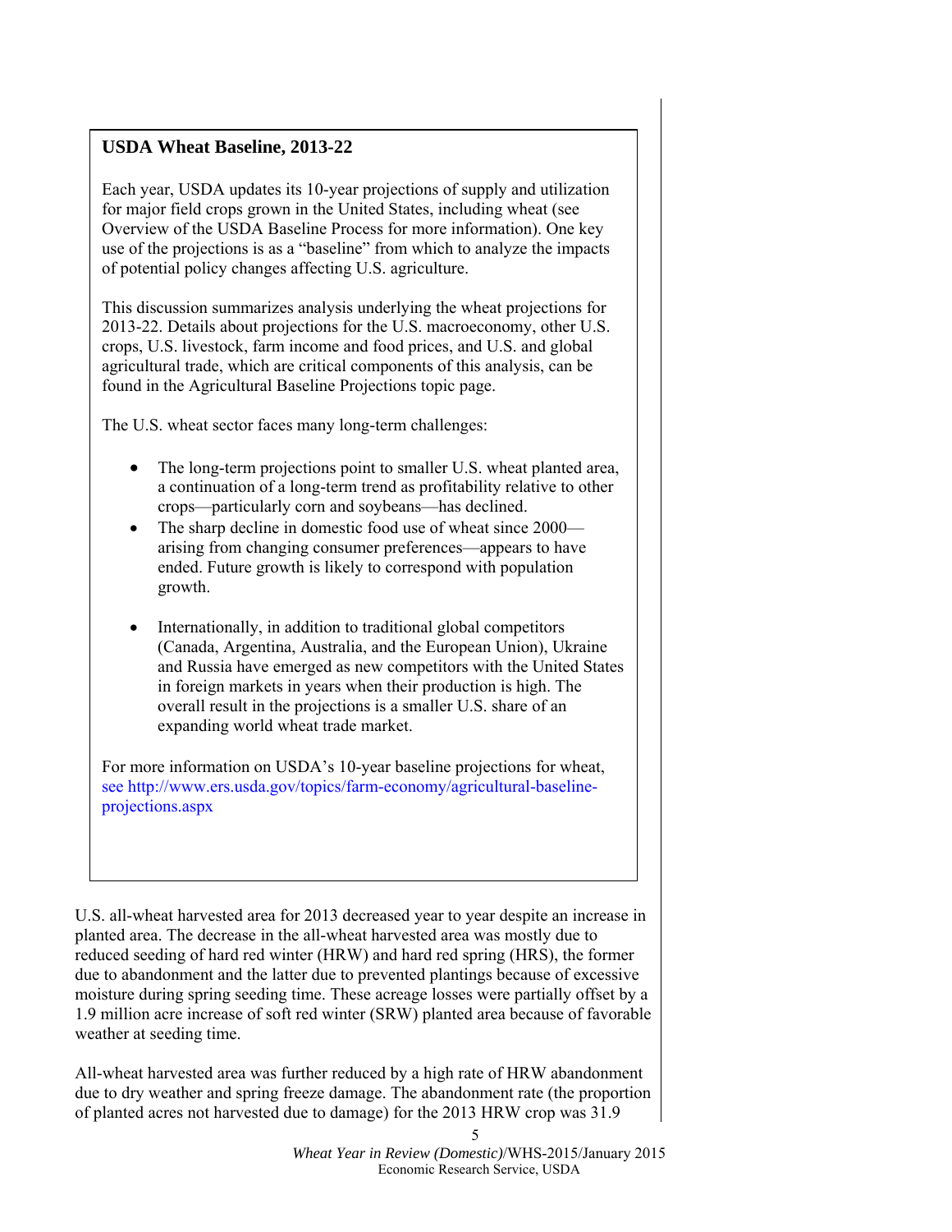## USDA Wheat Baseline, 2013-22

Each year, USDA updates its 10-year projections of supply and utilization for major field crops grown in the United States, including wheat (see Overview of the USDA Baseline Process for more information). One key use of the projections is as a "baseline" from which to analyze the impacts of potential policy changes affecting U.S. agriculture.

This discussion summarizes analysis underlying the wheat projections for 2013-22. Details about projections for the U.S. macroeconomy, other U.S. crops, U.S. livestock, farm income and food prices, and U.S. and global agricultural trade, which are critical components of this analysis, can be found in the Agricultural Baseline Projections topic page.

The U.S. wheat sector faces many long-term challenges:

- The long-term projections point to smaller U.S. wheat planted area, a continuation of a long-term trend as profitability relative to other crops—particularly corn and soybeans—has declined.
- The sharp decline in domestic food use of wheat since 2000—arising from changing consumer preferences—appears to have ended. Future growth is likely to correspond with population growth.
- Internationally, in addition to traditional global competitors (Canada, Argentina, Australia, and the European Union), Ukraine and Russia have emerged as new competitors with the United States in foreign markets in years when their production is high. The overall result in the projections is a smaller U.S. share of an expanding world wheat trade market.

For more information on USDA's 10-year baseline projections for wheat, see http://www.ers.usda.gov/topics/farm-economy/agricultural-baseline-projections.aspx

U.S. all-wheat harvested area for 2013 decreased year to year despite an increase in planted area. The decrease in the all-wheat harvested area was mostly due to reduced seeding of hard red winter (HRW) and hard red spring (HRS), the former due to abandonment and the latter due to prevented plantings because of excessive moisture during spring seeding time. These acreage losses were partially offset by a 1.9 million acre increase of soft red winter (SRW) planted area because of favorable weather at seeding time.

All-wheat harvested area was further reduced by a high rate of HRW abandonment due to dry weather and spring freeze damage. The abandonment rate (the proportion of planted acres not harvested due to damage) for the 2013 HRW crop was 31.9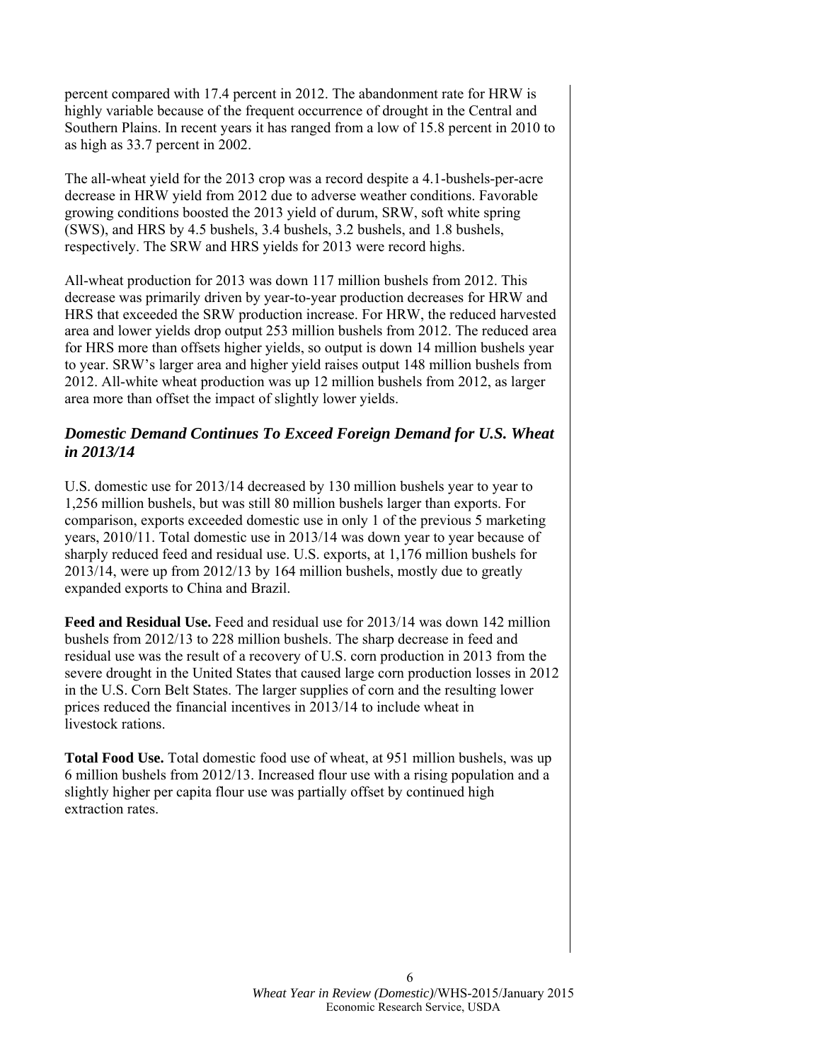percent compared with 17.4 percent in 2012. The abandonment rate for HRW is highly variable because of the frequent occurrence of drought in the Central and Southern Plains. In recent years it has ranged from a low of 15.8 percent in 2010 to as high as 33.7 percent in 2002.

The all-wheat yield for the 2013 crop was a record despite a 4.1-bushels-per-acre decrease in HRW yield from 2012 due to adverse weather conditions. Favorable growing conditions boosted the 2013 yield of durum, SRW, soft white spring (SWS), and HRS by 4.5 bushels, 3.4 bushels, 3.2 bushels, and 1.8 bushels, respectively. The SRW and HRS yields for 2013 were record highs.

All-wheat production for 2013 was down 117 million bushels from 2012. This decrease was primarily driven by year-to-year production decreases for HRW and HRS that exceeded the SRW production increase. For HRW, the reduced harvested area and lower yields drop output 253 million bushels from 2012. The reduced area for HRS more than offsets higher yields, so output is down 14 million bushels year to year. SRW's larger area and higher yield raises output 148 million bushels from 2012. All-white wheat production was up 12 million bushels from 2012, as larger area more than offset the impact of slightly lower yields.

### *Domestic Demand Continues To Exceed Foreign Demand for U.S. Wheat in 2013/14*

U.S. domestic use for 2013/14 decreased by 130 million bushels year to year to 1,256 million bushels, but was still 80 million bushels larger than exports. For comparison, exports exceeded domestic use in only 1 of the previous 5 marketing years, 2010/11. Total domestic use in 2013/14 was down year to year because of sharply reduced feed and residual use. U.S. exports, at 1,176 million bushels for 2013/14, were up from 2012/13 by 164 million bushels, mostly due to greatly expanded exports to China and Brazil.

**Feed and Residual Use.** Feed and residual use for 2013/14 was down 142 million bushels from 2012/13 to 228 million bushels. The sharp decrease in feed and residual use was the result of a recovery of U.S. corn production in 2013 from the severe drought in the United States that caused large corn production losses in 2012 in the U.S. Corn Belt States. The larger supplies of corn and the resulting lower prices reduced the financial incentives in 2013/14 to include wheat in livestock rations.

**Total Food Use.** Total domestic food use of wheat, at 951 million bushels, was up 6 million bushels from 2012/13. Increased flour use with a rising population and a slightly higher per capita flour use was partially offset by continued high extraction rates.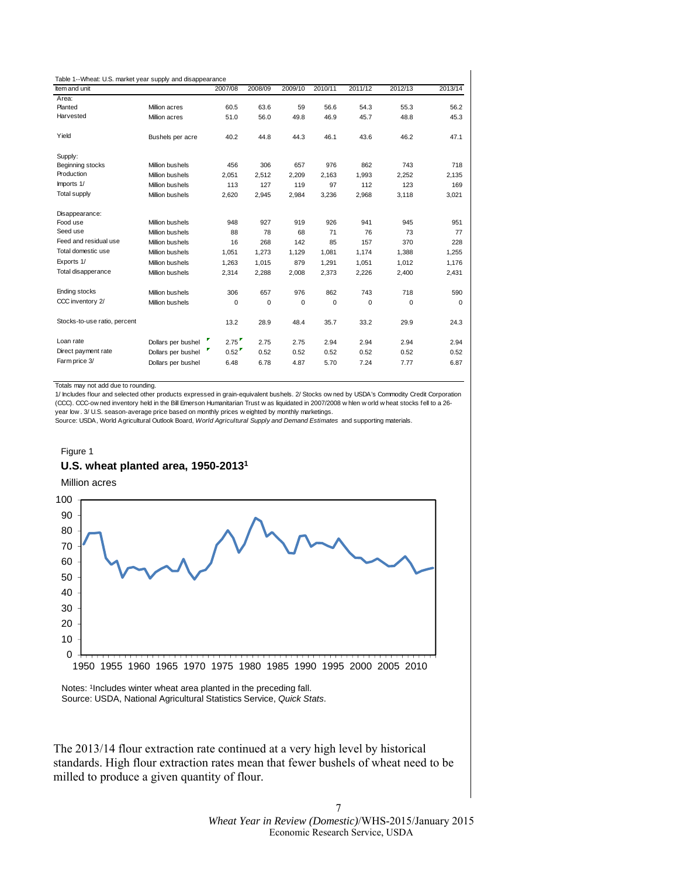Table 1--Wheat: U.S. market year supply and disappearance

| Item and unit | | 2007/08 | 2008/09 | 2009/10 | 2010/11 | 2011/12 | 2012/13 | 2013/14 |
|---|---|---|---|---|---|---|---|---|
| Area: | | | | | | | | |
| Planted | Million acres | 60.5 | 63.6 | 59 | 56.6 | 54.3 | 55.3 | 56.2 |
| Harvested | Million acres | 51.0 | 56.0 | 49.8 | 46.9 | 45.7 | 48.8 | 45.3 |
| Yield | Bushels per acre | 40.2 | 44.8 | 44.3 | 46.1 | 43.6 | 46.2 | 47.1 |
| Supply: | | | | | | | | |
| Beginning stocks | Million bushels | 456 | 306 | 657 | 976 | 862 | 743 | 718 |
| Production | Million bushels | 2,051 | 2,512 | 2,209 | 2,163 | 1,993 | 2,252 | 2,135 |
| Imports 1/ | Million bushels | 113 | 127 | 119 | 97 | 112 | 123 | 169 |
| Total supply | Million bushels | 2,620 | 2,945 | 2,984 | 3,236 | 2,968 | 3,118 | 3,021 |
| Disappearance: | | | | | | | | |
| Food use | Million bushels | 948 | 927 | 919 | 926 | 941 | 945 | 951 |
| Seed use | Million bushels | 88 | 78 | 68 | 71 | 76 | 73 | 77 |
| Feed and residual use | Million bushels | 16 | 268 | 142 | 85 | 157 | 370 | 228 |
| Total domestic use | Million bushels | 1,051 | 1,273 | 1,129 | 1,081 | 1,174 | 1,388 | 1,255 |
| Exports 1/ | Million bushels | 1,263 | 1,015 | 879 | 1,291 | 1,051 | 1,012 | 1,176 |
| Total disapperance | Million bushels | 2,314 | 2,288 | 2,008 | 2,373 | 2,226 | 2,400 | 2,431 |
| Ending stocks | Million bushels | 306 | 657 | 976 | 862 | 743 | 718 | 590 |
| CCC inventory 2/ | Million bushels | 0 | 0 | 0 | 0 | 0 | 0 | 0 |
| Stocks-to-use ratio, percent | | 13.2 | 28.9 | 48.4 | 35.7 | 33.2 | 29.9 | 24.3 |
| Loan rate | Dollars per bushel | 2.75 | 2.75 | 2.75 | 2.94 | 2.94 | 2.94 | 2.94 |
| Direct payment rate | Dollars per bushel | 0.52 | 0.52 | 0.52 | 0.52 | 0.52 | 0.52 | 0.52 |
| Farm price 3/ | Dollars per bushel | 6.48 | 6.78 | 4.87 | 5.70 | 7.24 | 7.77 | 6.87 |

Totals may not add due to rounding.

1/ Includes flour and selected other products expressed in grain-equivalent bushels. 2/ Stocks owned by USDA's Commodity Credit Corporation (CCC). CCC-owned inventory held in the Bill Emerson Humanitarian Trust was liquidated in 2007/2008 when world wheat stocks fell to a 26-year low. 3/ U.S. season-average price based on monthly prices weighted by monthly marketings.

Source: USDA, World Agricultural Outlook Board, *World Agricultural Supply and Demand Estimates* and supporting materials.

Figure 1

**U.S. wheat planted area, 1950-2013[1]**

Million acres

Notes: [1]Includes winter wheat area planted in the preceding fall.
Source: USDA, National Agricultural Statistics Service, *Quick Stats*.

The 2013/14 flour extraction rate continued at a very high level by historical standards. High flour extraction rates mean that fewer bushels of wheat need to be milled to produce a given quantity of flour.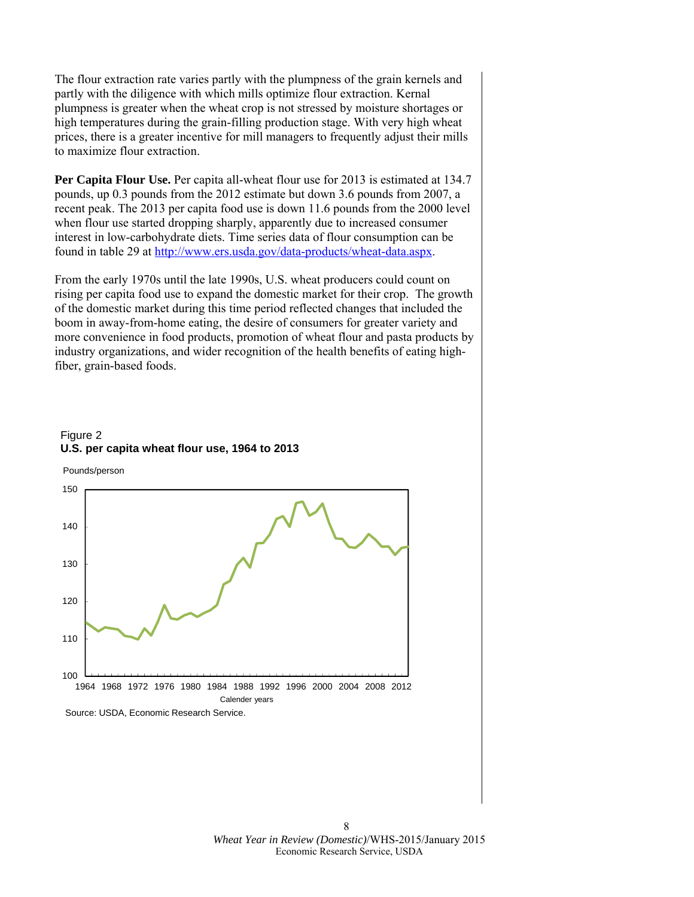The flour extraction rate varies partly with the plumpness of the grain kernels and partly with the diligence with which mills optimize flour extraction. Kernal plumpness is greater when the wheat crop is not stressed by moisture shortages or high temperatures during the grain-filling production stage. With very high wheat prices, there is a greater incentive for mill managers to frequently adjust their mills to maximize flour extraction.

**Per Capita Flour Use.** Per capita all-wheat flour use for 2013 is estimated at 134.7 pounds, up 0.3 pounds from the 2012 estimate but down 3.6 pounds from 2007, a recent peak. The 2013 per capita food use is down 11.6 pounds from the 2000 level when flour use started dropping sharply, apparently due to increased consumer interest in low-carbohydrate diets. Time series data of flour consumption can be found in table 29 at http://www.ers.usda.gov/data-products/wheat-data.aspx.

From the early 1970s until the late 1990s, U.S. wheat producers could count on rising per capita food use to expand the domestic market for their crop. The growth of the domestic market during this time period reflected changes that included the boom in away-from-home eating, the desire of consumers for greater variety and more convenience in food products, promotion of wheat flour and pasta products by industry organizations, and wider recognition of the health benefits of eating high-fiber, grain-based foods.

Figure 2
**U.S. per capita wheat flour use, 1964 to 2013**

Source: USDA, Economic Research Service.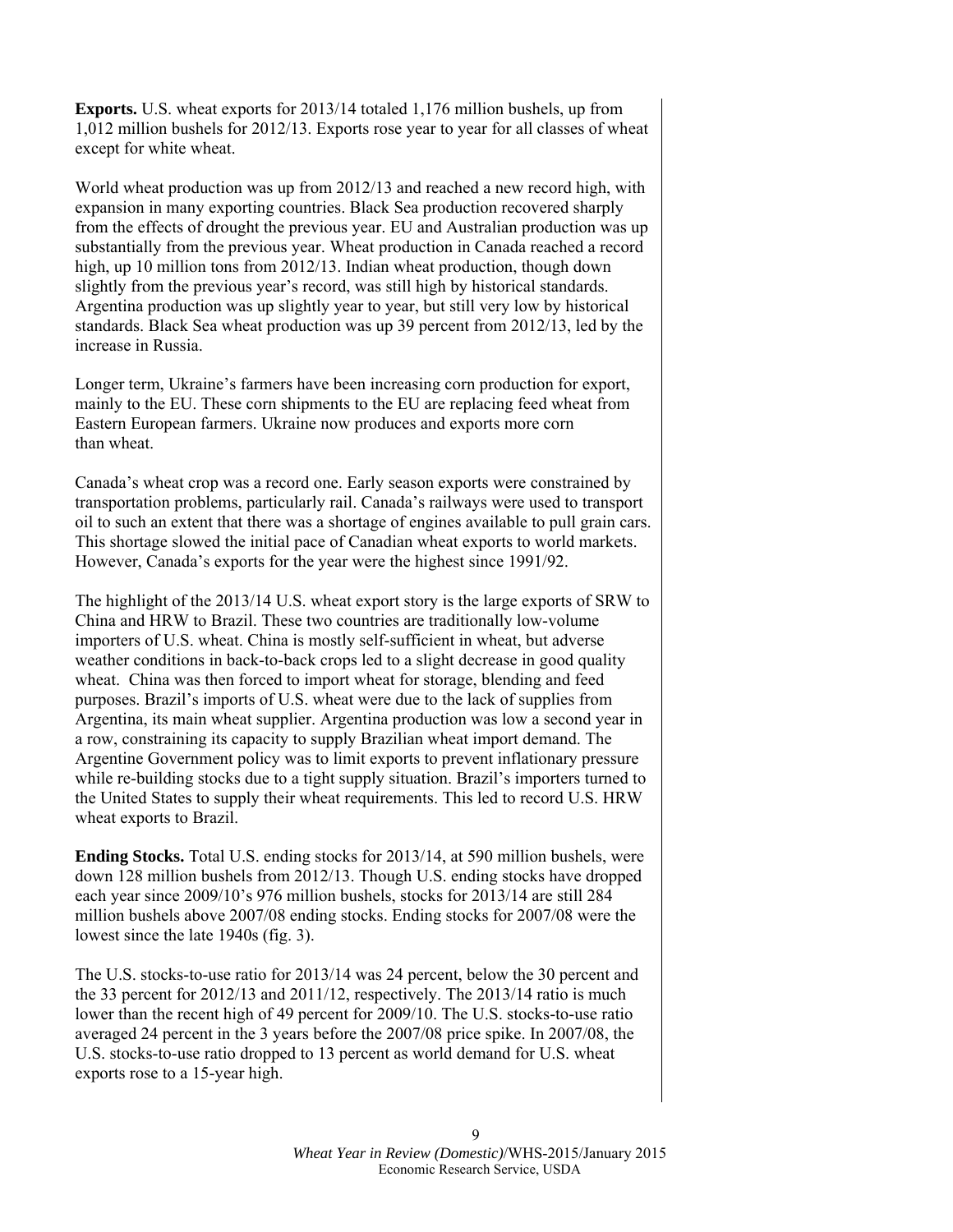**Exports.** U.S. wheat exports for 2013/14 totaled 1,176 million bushels, up from 1,012 million bushels for 2012/13. Exports rose year to year for all classes of wheat except for white wheat.

World wheat production was up from 2012/13 and reached a new record high, with expansion in many exporting countries. Black Sea production recovered sharply from the effects of drought the previous year. EU and Australian production was up substantially from the previous year. Wheat production in Canada reached a record high, up 10 million tons from 2012/13. Indian wheat production, though down slightly from the previous year's record, was still high by historical standards. Argentina production was up slightly year to year, but still very low by historical standards. Black Sea wheat production was up 39 percent from 2012/13, led by the increase in Russia.

Longer term, Ukraine's farmers have been increasing corn production for export, mainly to the EU. These corn shipments to the EU are replacing feed wheat from Eastern European farmers. Ukraine now produces and exports more corn than wheat.

Canada's wheat crop was a record one. Early season exports were constrained by transportation problems, particularly rail. Canada's railways were used to transport oil to such an extent that there was a shortage of engines available to pull grain cars. This shortage slowed the initial pace of Canadian wheat exports to world markets. However, Canada's exports for the year were the highest since 1991/92.

The highlight of the 2013/14 U.S. wheat export story is the large exports of SRW to China and HRW to Brazil. These two countries are traditionally low-volume importers of U.S. wheat. China is mostly self-sufficient in wheat, but adverse weather conditions in back-to-back crops led to a slight decrease in good quality wheat. China was then forced to import wheat for storage, blending and feed purposes. Brazil's imports of U.S. wheat were due to the lack of supplies from Argentina, its main wheat supplier. Argentina production was low a second year in a row, constraining its capacity to supply Brazilian wheat import demand. The Argentine Government policy was to limit exports to prevent inflationary pressure while re-building stocks due to a tight supply situation. Brazil's importers turned to the United States to supply their wheat requirements. This led to record U.S. HRW wheat exports to Brazil.

**Ending Stocks.** Total U.S. ending stocks for 2013/14, at 590 million bushels, were down 128 million bushels from 2012/13. Though U.S. ending stocks have dropped each year since 2009/10's 976 million bushels, stocks for 2013/14 are still 284 million bushels above 2007/08 ending stocks. Ending stocks for 2007/08 were the lowest since the late 1940s (fig. 3).

The U.S. stocks-to-use ratio for 2013/14 was 24 percent, below the 30 percent and the 33 percent for 2012/13 and 2011/12, respectively. The 2013/14 ratio is much lower than the recent high of 49 percent for 2009/10. The U.S. stocks-to-use ratio averaged 24 percent in the 3 years before the 2007/08 price spike. In 2007/08, the U.S. stocks-to-use ratio dropped to 13 percent as world demand for U.S. wheat exports rose to a 15-year high.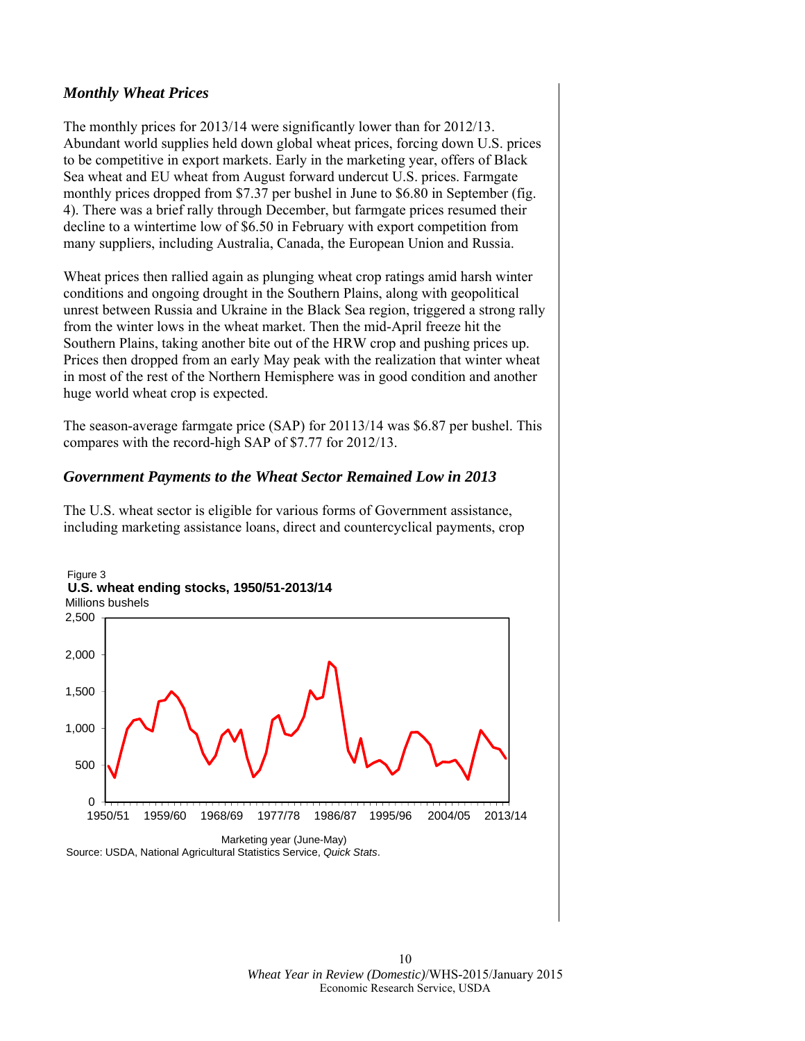### *Monthly Wheat Prices*

The monthly prices for 2013/14 were significantly lower than for 2012/13. Abundant world supplies held down global wheat prices, forcing down U.S. prices to be competitive in export markets. Early in the marketing year, offers of Black Sea wheat and EU wheat from August forward undercut U.S. prices. Farmgate monthly prices dropped from $7.37 per bushel in June to $6.80 in September (fig. 4). There was a brief rally through December, but farmgate prices resumed their decline to a wintertime low of $6.50 in February with export competition from many suppliers, including Australia, Canada, the European Union and Russia.

Wheat prices then rallied again as plunging wheat crop ratings amid harsh winter conditions and ongoing drought in the Southern Plains, along with geopolitical unrest between Russia and Ukraine in the Black Sea region, triggered a strong rally from the winter lows in the wheat market. Then the mid-April freeze hit the Southern Plains, taking another bite out of the HRW crop and pushing prices up. Prices then dropped from an early May peak with the realization that winter wheat in most of the rest of the Northern Hemisphere was in good condition and another huge world wheat crop is expected.

The season-average farmgate price (SAP) for 20113/14 was $6.87 per bushel. This compares with the record-high SAP of $7.77 for 2012/13.

### *Government Payments to the Wheat Sector Remained Low in 2013*

The U.S. wheat sector is eligible for various forms of Government assistance, including marketing assistance loans, direct and countercyclical payments, crop

Figure 3
**U.S. wheat ending stocks, 1950/51-2013/14**
Millions bushels

Marketing year (June-May)
Source: USDA, National Agricultural Statistics Service, *Quick Stats*.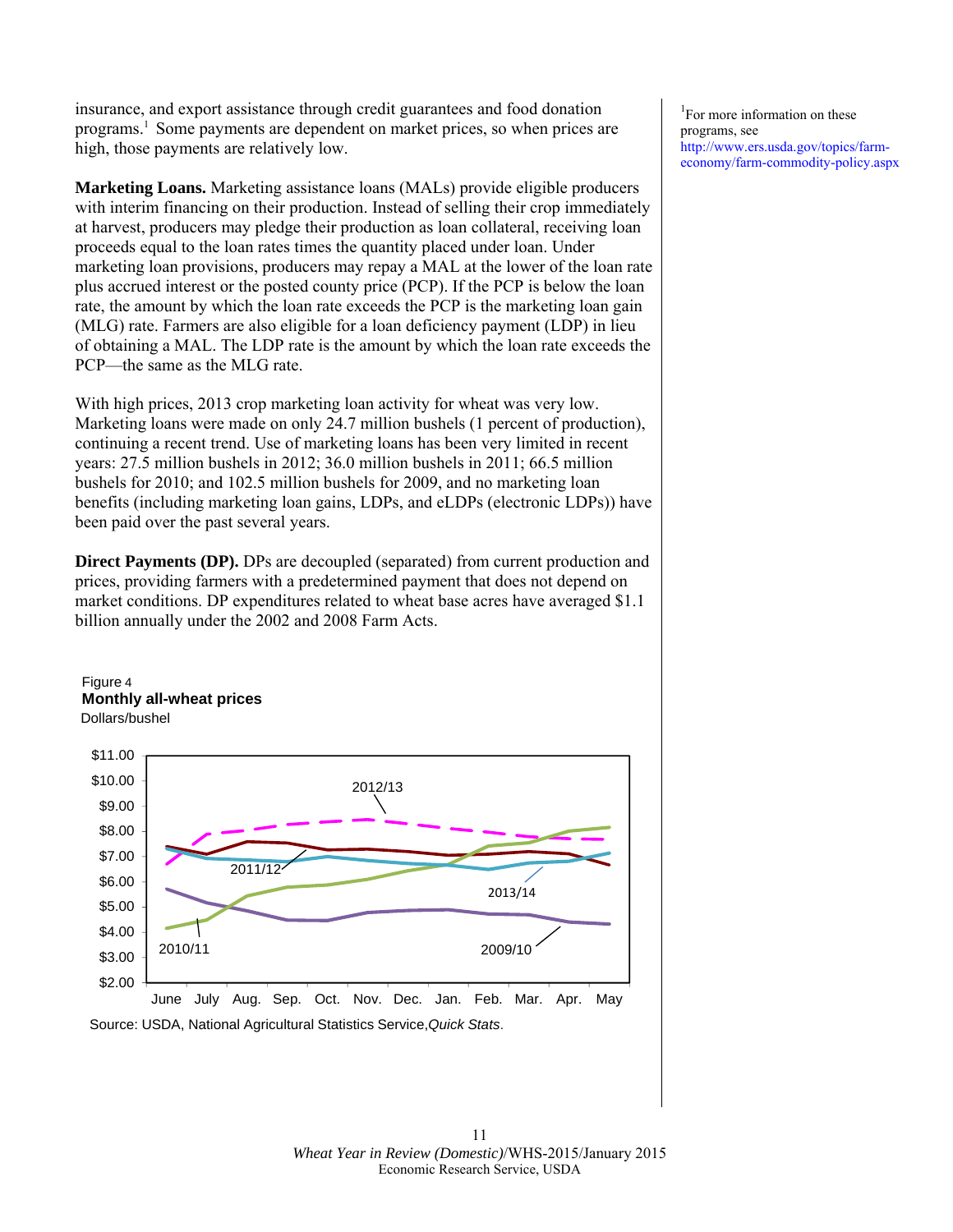insurance, and export assistance through credit guarantees and food donation programs.[1] Some payments are dependent on market prices, so when prices are high, those payments are relatively low.

**Marketing Loans.** Marketing assistance loans (MALs) provide eligible producers with interim financing on their production. Instead of selling their crop immediately at harvest, producers may pledge their production as loan collateral, receiving loan proceeds equal to the loan rates times the quantity placed under loan. Under marketing loan provisions, producers may repay a MAL at the lower of the loan rate plus accrued interest or the posted county price (PCP). If the PCP is below the loan rate, the amount by which the loan rate exceeds the PCP is the marketing loan gain (MLG) rate. Farmers are also eligible for a loan deficiency payment (LDP) in lieu of obtaining a MAL. The LDP rate is the amount by which the loan rate exceeds the PCP—the same as the MLG rate.

With high prices, 2013 crop marketing loan activity for wheat was very low. Marketing loans were made on only 24.7 million bushels (1 percent of production), continuing a recent trend. Use of marketing loans has been very limited in recent years: 27.5 million bushels in 2012; 36.0 million bushels in 2011; 66.5 million bushels for 2010; and 102.5 million bushels for 2009, and no marketing loan benefits (including marketing loan gains, LDPs, and eLDPs (electronic LDPs)) have been paid over the past several years.

**Direct Payments (DP).** DPs are decoupled (separated) from current production and prices, providing farmers with a predetermined payment that does not depend on market conditions. DP expenditures related to wheat base acres have averaged $1.1 billion annually under the 2002 and 2008 Farm Acts.

[1] For more information on these programs, see http://www.ers.usda.gov/topics/farm-economy/farm-commodity-policy.aspx

Figure 4
**Monthly all-wheat prices**
Dollars/bushel

Source: USDA, National Agricultural Statistics Service, *Quick Stats*.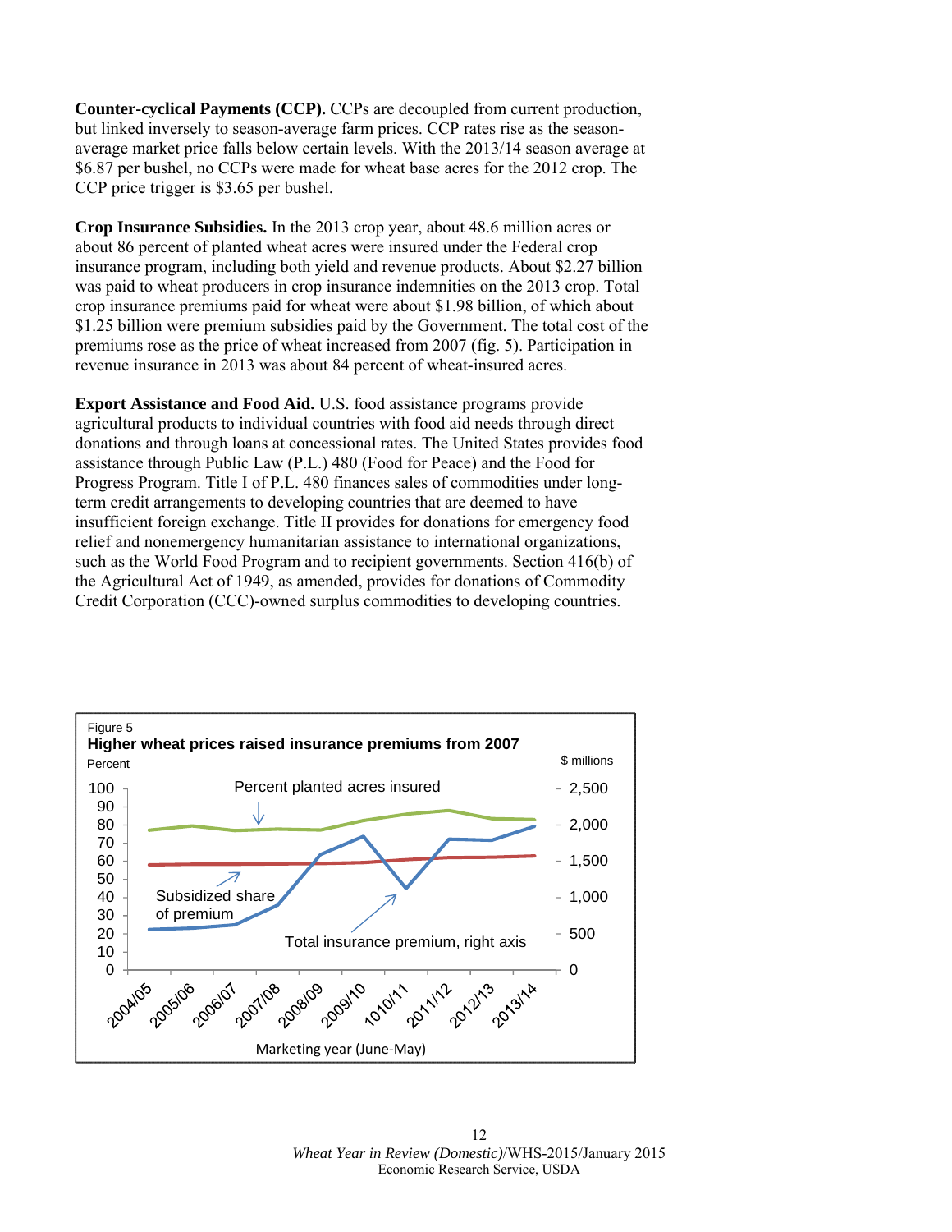**Counter-cyclical Payments (CCP).** CCPs are decoupled from current production, but linked inversely to season-average farm prices. CCP rates rise as the season-average market price falls below certain levels. With the 2013/14 season average at $6.87 per bushel, no CCPs were made for wheat base acres for the 2012 crop. The CCP price trigger is $3.65 per bushel.

**Crop Insurance Subsidies.** In the 2013 crop year, about 48.6 million acres or about 86 percent of planted wheat acres were insured under the Federal crop insurance program, including both yield and revenue products. About $2.27 billion was paid to wheat producers in crop insurance indemnities on the 2013 crop. Total crop insurance premiums paid for wheat were about $1.98 billion, of which about $1.25 billion were premium subsidies paid by the Government. The total cost of the premiums rose as the price of wheat increased from 2007 (fig. 5). Participation in revenue insurance in 2013 was about 84 percent of wheat-insured acres.

**Export Assistance and Food Aid.** U.S. food assistance programs provide agricultural products to individual countries with food aid needs through direct donations and through loans at concessional rates. The United States provides food assistance through Public Law (P.L.) 480 (Food for Peace) and the Food for Progress Program. Title I of P.L. 480 finances sales of commodities under long-term credit arrangements to developing countries that are deemed to have insufficient foreign exchange. Title II provides for donations for emergency food relief and nonemergency humanitarian assistance to international organizations, such as the World Food Program and to recipient governments. Section 416(b) of the Agricultural Act of 1949, as amended, provides for donations of Commodity Credit Corporation (CCC)-owned surplus commodities to developing countries.

Figure 5

**Higher wheat prices raised insurance premiums from 2007**

Percent — $ millions

Percent planted acres insured

Subsidized share of premium

Total insurance premium, right axis

Marketing year (June-May): 2004/05, 2005/06, 2006/07, 2007/08, 2008/09, 2009/10, 1010/11, 2011/12, 2012/13, 2013/14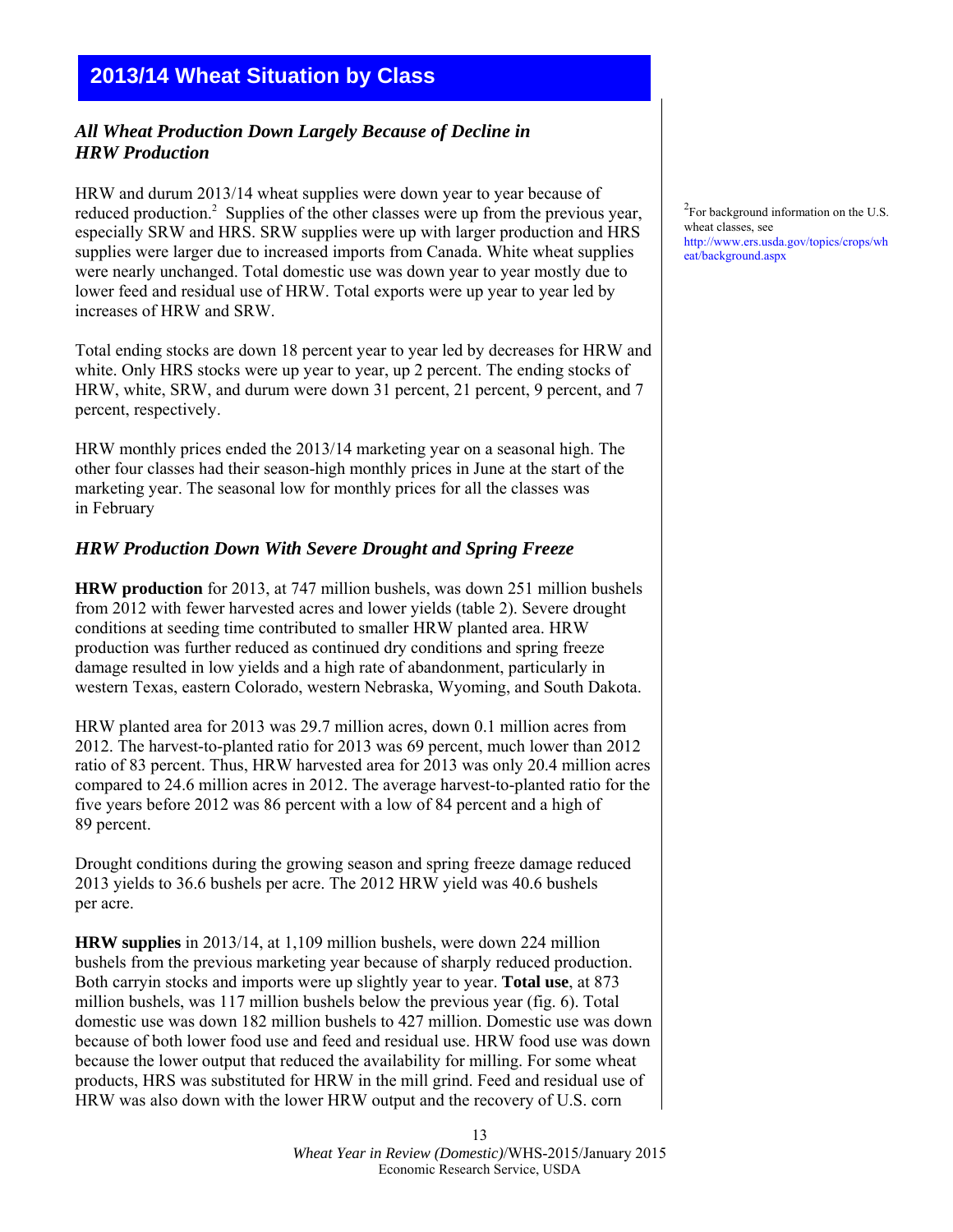## 2013/14 Wheat Situation by Class

### *All Wheat Production Down Largely Because of Decline in HRW Production*

HRW and durum 2013/14 wheat supplies were down year to year because of reduced production.[2] Supplies of the other classes were up from the previous year, especially SRW and HRS. SRW supplies were up with larger production and HRS supplies were larger due to increased imports from Canada. White wheat supplies were nearly unchanged. Total domestic use was down year to year mostly due to lower feed and residual use of HRW. Total exports were up year to year led by increases of HRW and SRW.

[2]For background information on the U.S. wheat classes, see http://www.ers.usda.gov/topics/crops/wheat/background.aspx

Total ending stocks are down 18 percent year to year led by decreases for HRW and white. Only HRS stocks were up year to year, up 2 percent. The ending stocks of HRW, white, SRW, and durum were down 31 percent, 21 percent, 9 percent, and 7 percent, respectively.

HRW monthly prices ended the 2013/14 marketing year on a seasonal high. The other four classes had their season-high monthly prices in June at the start of the marketing year. The seasonal low for monthly prices for all the classes was in February

### *HRW Production Down With Severe Drought and Spring Freeze*

**HRW production** for 2013, at 747 million bushels, was down 251 million bushels from 2012 with fewer harvested acres and lower yields (table 2). Severe drought conditions at seeding time contributed to smaller HRW planted area. HRW production was further reduced as continued dry conditions and spring freeze damage resulted in low yields and a high rate of abandonment, particularly in western Texas, eastern Colorado, western Nebraska, Wyoming, and South Dakota.

HRW planted area for 2013 was 29.7 million acres, down 0.1 million acres from 2012. The harvest-to-planted ratio for 2013 was 69 percent, much lower than 2012 ratio of 83 percent. Thus, HRW harvested area for 2013 was only 20.4 million acres compared to 24.6 million acres in 2012. The average harvest-to-planted ratio for the five years before 2012 was 86 percent with a low of 84 percent and a high of 89 percent.

Drought conditions during the growing season and spring freeze damage reduced 2013 yields to 36.6 bushels per acre. The 2012 HRW yield was 40.6 bushels per acre.

**HRW supplies** in 2013/14, at 1,109 million bushels, were down 224 million bushels from the previous marketing year because of sharply reduced production. Both carryin stocks and imports were up slightly year to year. **Total use**, at 873 million bushels, was 117 million bushels below the previous year (fig. 6). Total domestic use was down 182 million bushels to 427 million. Domestic use was down because of both lower food use and feed and residual use. HRW food use was down because the lower output that reduced the availability for milling. For some wheat products, HRS was substituted for HRW in the mill grind. Feed and residual use of HRW was also down with the lower HRW output and the recovery of U.S. corn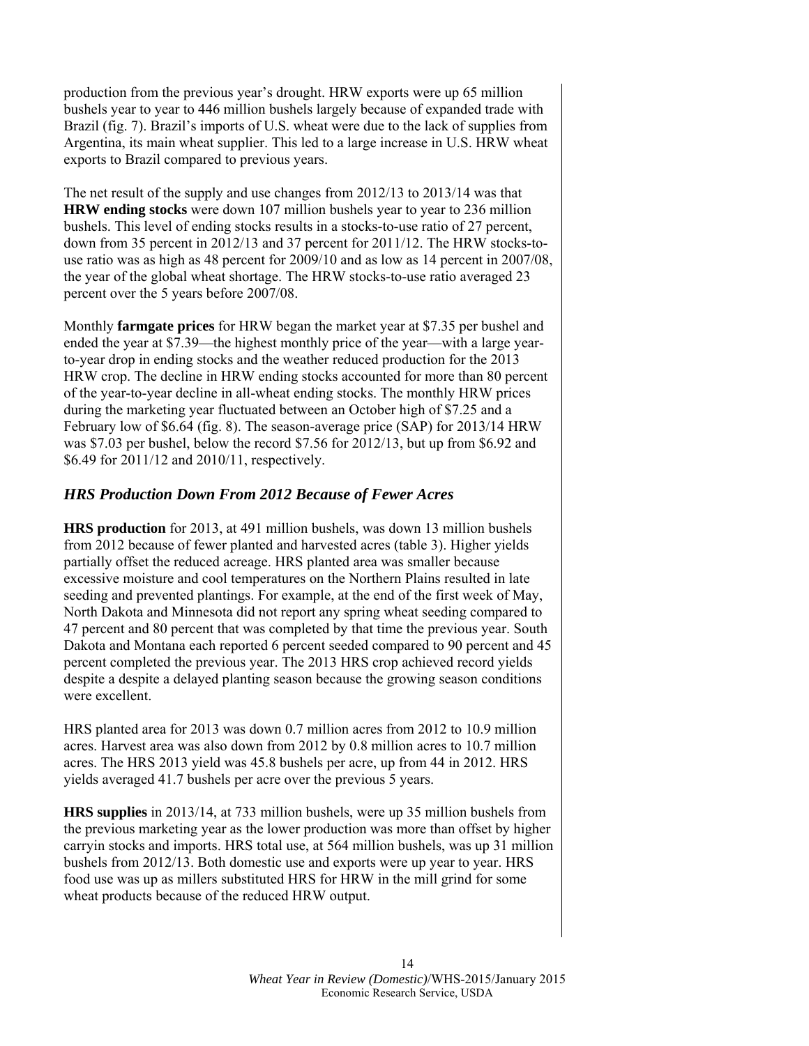production from the previous year's drought. HRW exports were up 65 million bushels year to year to 446 million bushels largely because of expanded trade with Brazil (fig. 7). Brazil's imports of U.S. wheat were due to the lack of supplies from Argentina, its main wheat supplier. This led to a large increase in U.S. HRW wheat exports to Brazil compared to previous years.

The net result of the supply and use changes from 2012/13 to 2013/14 was that **HRW ending stocks** were down 107 million bushels year to year to 236 million bushels. This level of ending stocks results in a stocks-to-use ratio of 27 percent, down from 35 percent in 2012/13 and 37 percent for 2011/12. The HRW stocks-to-use ratio was as high as 48 percent for 2009/10 and as low as 14 percent in 2007/08, the year of the global wheat shortage. The HRW stocks-to-use ratio averaged 23 percent over the 5 years before 2007/08.

Monthly **farmgate prices** for HRW began the market year at $7.35 per bushel and ended the year at $7.39—the highest monthly price of the year—with a large year-to-year drop in ending stocks and the weather reduced production for the 2013 HRW crop. The decline in HRW ending stocks accounted for more than 80 percent of the year-to-year decline in all-wheat ending stocks. The monthly HRW prices during the marketing year fluctuated between an October high of $7.25 and a February low of $6.64 (fig. 8). The season-average price (SAP) for 2013/14 HRW was $7.03 per bushel, below the record $7.56 for 2012/13, but up from $6.92 and $6.49 for 2011/12 and 2010/11, respectively.

## *HRS Production Down From 2012 Because of Fewer Acres*

**HRS production** for 2013, at 491 million bushels, was down 13 million bushels from 2012 because of fewer planted and harvested acres (table 3). Higher yields partially offset the reduced acreage. HRS planted area was smaller because excessive moisture and cool temperatures on the Northern Plains resulted in late seeding and prevented plantings. For example, at the end of the first week of May, North Dakota and Minnesota did not report any spring wheat seeding compared to 47 percent and 80 percent that was completed by that time the previous year. South Dakota and Montana each reported 6 percent seeded compared to 90 percent and 45 percent completed the previous year. The 2013 HRS crop achieved record yields despite a despite a delayed planting season because the growing season conditions were excellent.

HRS planted area for 2013 was down 0.7 million acres from 2012 to 10.9 million acres. Harvest area was also down from 2012 by 0.8 million acres to 10.7 million acres. The HRS 2013 yield was 45.8 bushels per acre, up from 44 in 2012. HRS yields averaged 41.7 bushels per acre over the previous 5 years.

**HRS supplies** in 2013/14, at 733 million bushels, were up 35 million bushels from the previous marketing year as the lower production was more than offset by higher carryin stocks and imports. HRS total use, at 564 million bushels, was up 31 million bushels from 2012/13. Both domestic use and exports were up year to year. HRS food use was up as millers substituted HRS for HRW in the mill grind for some wheat products because of the reduced HRW output.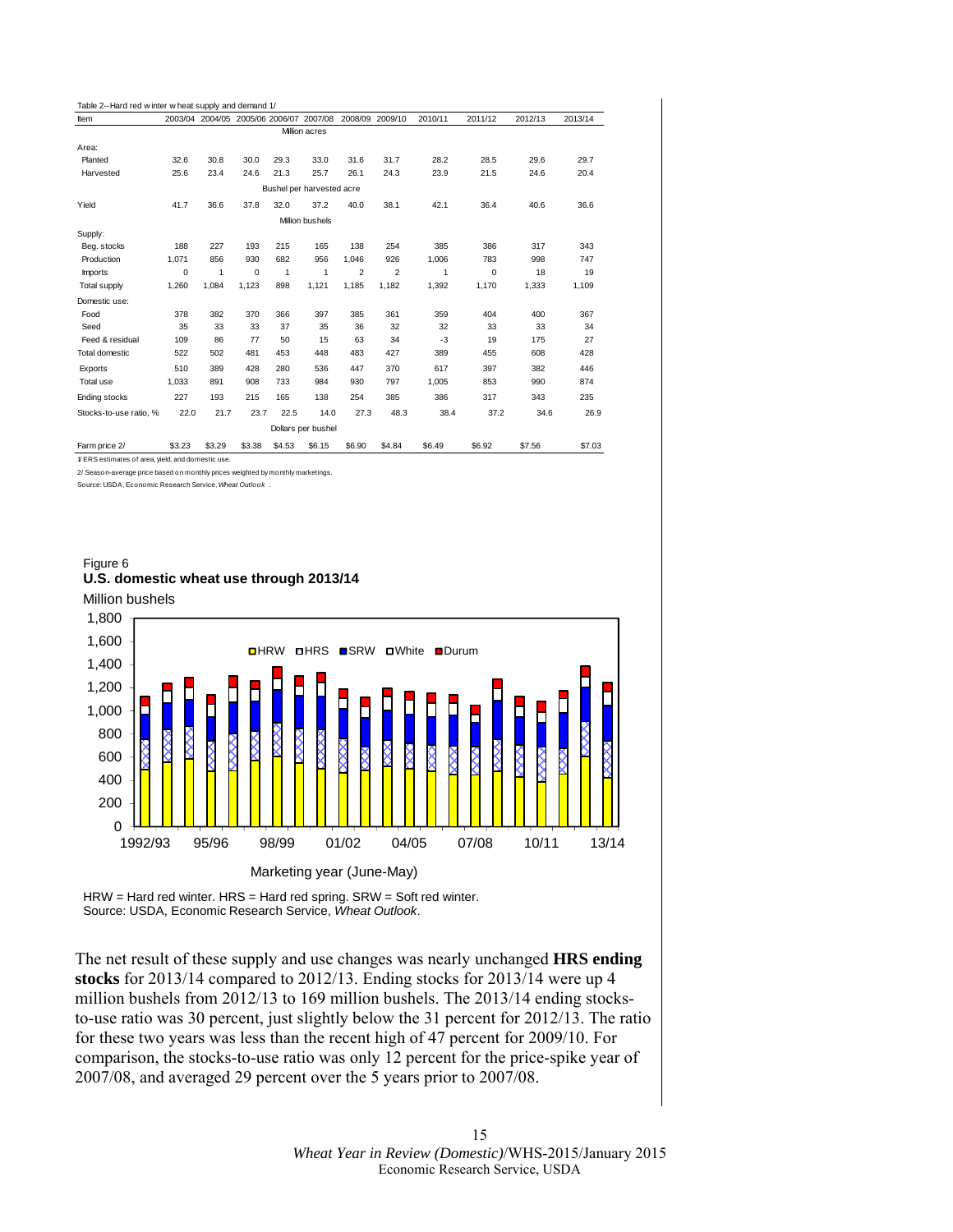Table 2--Hard red winter wheat supply and demand 1/

| Item | 2003/04 | 2004/05 | 2005/06 | 2006/07 | 2007/08 | 2008/09 | 2009/10 | 2010/11 | 2011/12 | 2012/13 | 2013/14 |
|---|---|---|---|---|---|---|---|---|---|---|---|
| | Million acres | | | | | | | | | | |
| Area: | | | | | | | | | | | |
| Planted | 32.6 | 30.8 | 30.0 | 29.3 | 33.0 | 31.6 | 31.7 | 28.2 | 28.5 | 29.6 | 29.7 |
| Harvested | 25.6 | 23.4 | 24.6 | 21.3 | 25.7 | 26.1 | 24.3 | 23.9 | 21.5 | 24.6 | 20.4 |
| | Bushel per harvested acre | | | | | | | | | | |
| Yield | 41.7 | 36.6 | 37.8 | 32.0 | 37.2 | 40.0 | 38.1 | 42.1 | 36.4 | 40.6 | 36.6 |
| | Million bushels | | | | | | | | | | |
| Supply: | | | | | | | | | | | |
| Beg. stocks | 188 | 227 | 193 | 215 | 165 | 138 | 254 | 385 | 386 | 317 | 343 |
| Production | 1,071 | 856 | 930 | 682 | 956 | 1,046 | 926 | 1,006 | 783 | 998 | 747 |
| Imports | 0 | 1 | 0 | 1 | 1 | 2 | 2 | 1 | 0 | 18 | 19 |
| Total supply | 1,260 | 1,084 | 1,123 | 898 | 1,121 | 1,185 | 1,182 | 1,392 | 1,170 | 1,333 | 1,109 |
| Domestic use: | | | | | | | | | | | |
| Food | 378 | 382 | 370 | 366 | 397 | 385 | 361 | 359 | 404 | 400 | 367 |
| Seed | 35 | 33 | 33 | 37 | 35 | 36 | 32 | 32 | 33 | 33 | 34 |
| Feed & residual | 109 | 86 | 77 | 50 | 15 | 63 | 34 | -3 | 19 | 175 | 27 |
| Total domestic | 522 | 502 | 481 | 453 | 448 | 483 | 427 | 389 | 455 | 608 | 428 |
| Exports | 510 | 389 | 428 | 280 | 536 | 447 | 370 | 617 | 397 | 382 | 446 |
| Total use | 1,033 | 891 | 908 | 733 | 984 | 930 | 797 | 1,005 | 853 | 990 | 874 |
| Ending stocks | 227 | 193 | 215 | 165 | 138 | 254 | 385 | 386 | 317 | 343 | 235 |
| Stocks-to-use ratio, % | 22.0 | 21.7 | 23.7 | 22.5 | 14.0 | 27.3 | 48.3 | 38.4 | 37.2 | 34.6 | 26.9 |
| | Dollars per bushel | | | | | | | | | | |
| Farm price 2/ | $3.23 | $3.29 | $3.38 | $4.53 | $6.15 | $6.90 | $4.84 | $6.49 | $6.92 | $7.56 | $7.03 |

1/ ERS estimates of area, yield, and domestic use.

2/ Season-average price based on monthly prices weighted by monthly marketings.

Source: USDA, Economic Research Service, *Wheat Outlook*.

Figure 6
**U.S. domestic wheat use through 2013/14**

HRW = Hard red winter. HRS = Hard red spring. SRW = Soft red winter.
Source: USDA, Economic Research Service, *Wheat Outlook*.

The net result of these supply and use changes was nearly unchanged **HRS ending stocks** for 2013/14 compared to 2012/13. Ending stocks for 2013/14 were up 4 million bushels from 2012/13 to 169 million bushels. The 2013/14 ending stocks-to-use ratio was 30 percent, just slightly below the 31 percent for 2012/13. The ratio for these two years was less than the recent high of 47 percent for 2009/10. For comparison, the stocks-to-use ratio was only 12 percent for the price-spike year of 2007/08, and averaged 29 percent over the 5 years prior to 2007/08.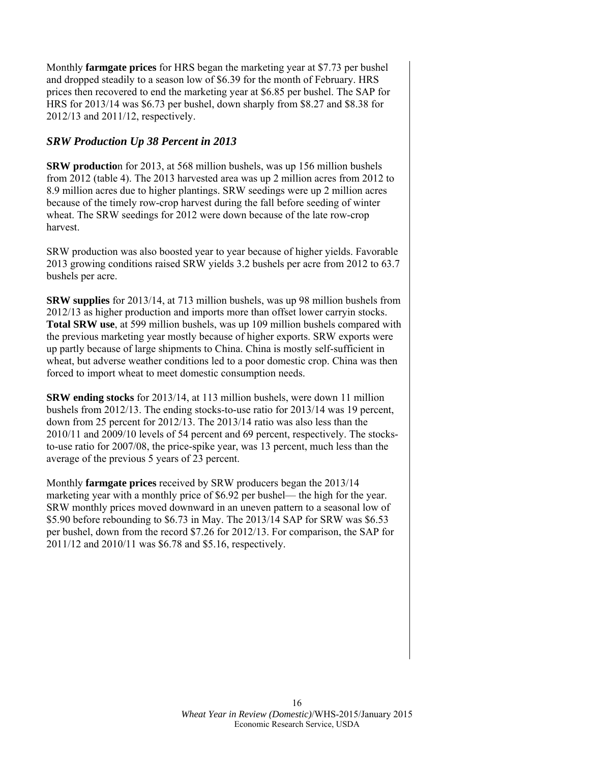Monthly **farmgate prices** for HRS began the marketing year at $7.73 per bushel and dropped steadily to a season low of $6.39 for the month of February. HRS prices then recovered to end the marketing year at $6.85 per bushel. The SAP for HRS for 2013/14 was $6.73 per bushel, down sharply from $8.27 and $8.38 for 2012/13 and 2011/12, respectively.

### *SRW Production Up 38 Percent in 2013*

**SRW productio**n for 2013, at 568 million bushels, was up 156 million bushels from 2012 (table 4). The 2013 harvested area was up 2 million acres from 2012 to 8.9 million acres due to higher plantings. SRW seedings were up 2 million acres because of the timely row-crop harvest during the fall before seeding of winter wheat. The SRW seedings for 2012 were down because of the late row-crop harvest.

SRW production was also boosted year to year because of higher yields. Favorable 2013 growing conditions raised SRW yields 3.2 bushels per acre from 2012 to 63.7 bushels per acre.

**SRW supplies** for 2013/14, at 713 million bushels, was up 98 million bushels from 2012/13 as higher production and imports more than offset lower carryin stocks. **Total SRW use**, at 599 million bushels, was up 109 million bushels compared with the previous marketing year mostly because of higher exports. SRW exports were up partly because of large shipments to China. China is mostly self-sufficient in wheat, but adverse weather conditions led to a poor domestic crop. China was then forced to import wheat to meet domestic consumption needs.

**SRW ending stocks** for 2013/14, at 113 million bushels, were down 11 million bushels from 2012/13. The ending stocks-to-use ratio for 2013/14 was 19 percent, down from 25 percent for 2012/13. The 2013/14 ratio was also less than the 2010/11 and 2009/10 levels of 54 percent and 69 percent, respectively. The stocks-to-use ratio for 2007/08, the price-spike year, was 13 percent, much less than the average of the previous 5 years of 23 percent.

Monthly **farmgate prices** received by SRW producers began the 2013/14 marketing year with a monthly price of $6.92 per bushel— the high for the year. SRW monthly prices moved downward in an uneven pattern to a seasonal low of $5.90 before rebounding to $6.73 in May. The 2013/14 SAP for SRW was $6.53 per bushel, down from the record $7.26 for 2012/13. For comparison, the SAP for 2011/12 and 2010/11 was $6.78 and $5.16, respectively.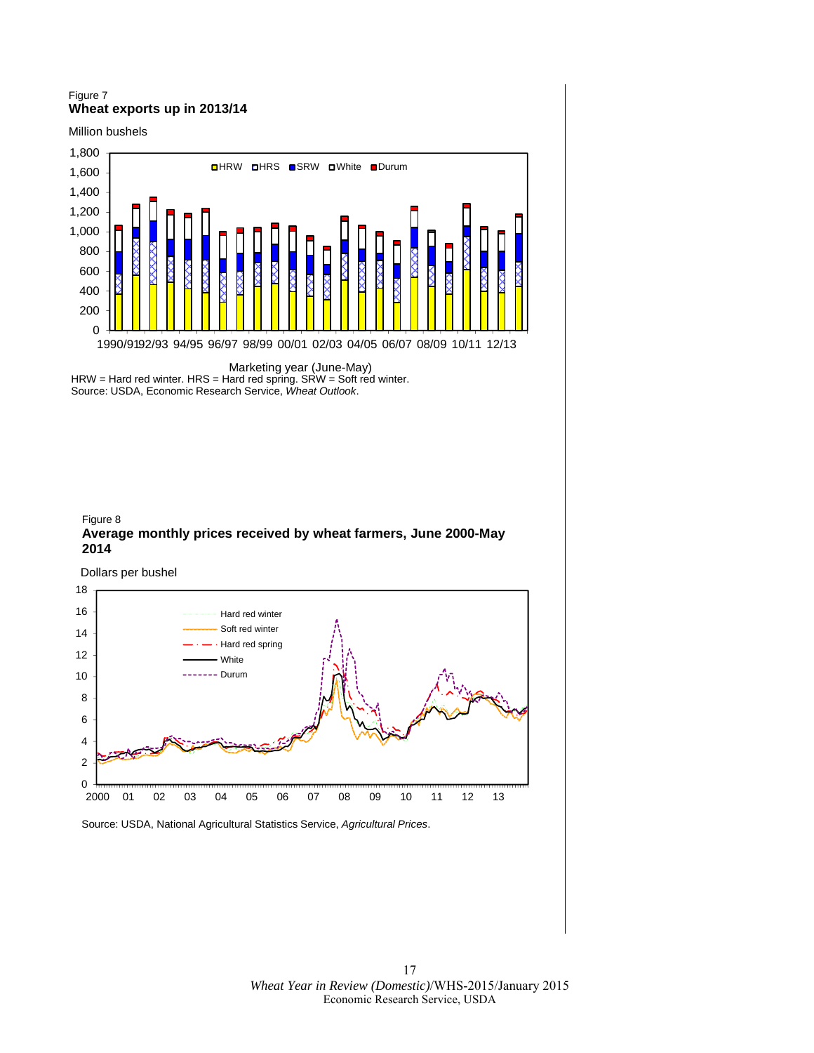Figure 7
**Wheat exports up in 2013/14**

Million bushels

HRW = Hard red winter. HRS = Hard red spring. SRW = Soft red winter.
Source: USDA, Economic Research Service, *Wheat Outlook*.

Figure 8
**Average monthly prices received by wheat farmers, June 2000-May 2014**

Dollars per bushel

Source: USDA, National Agricultural Statistics Service, *Agricultural Prices*.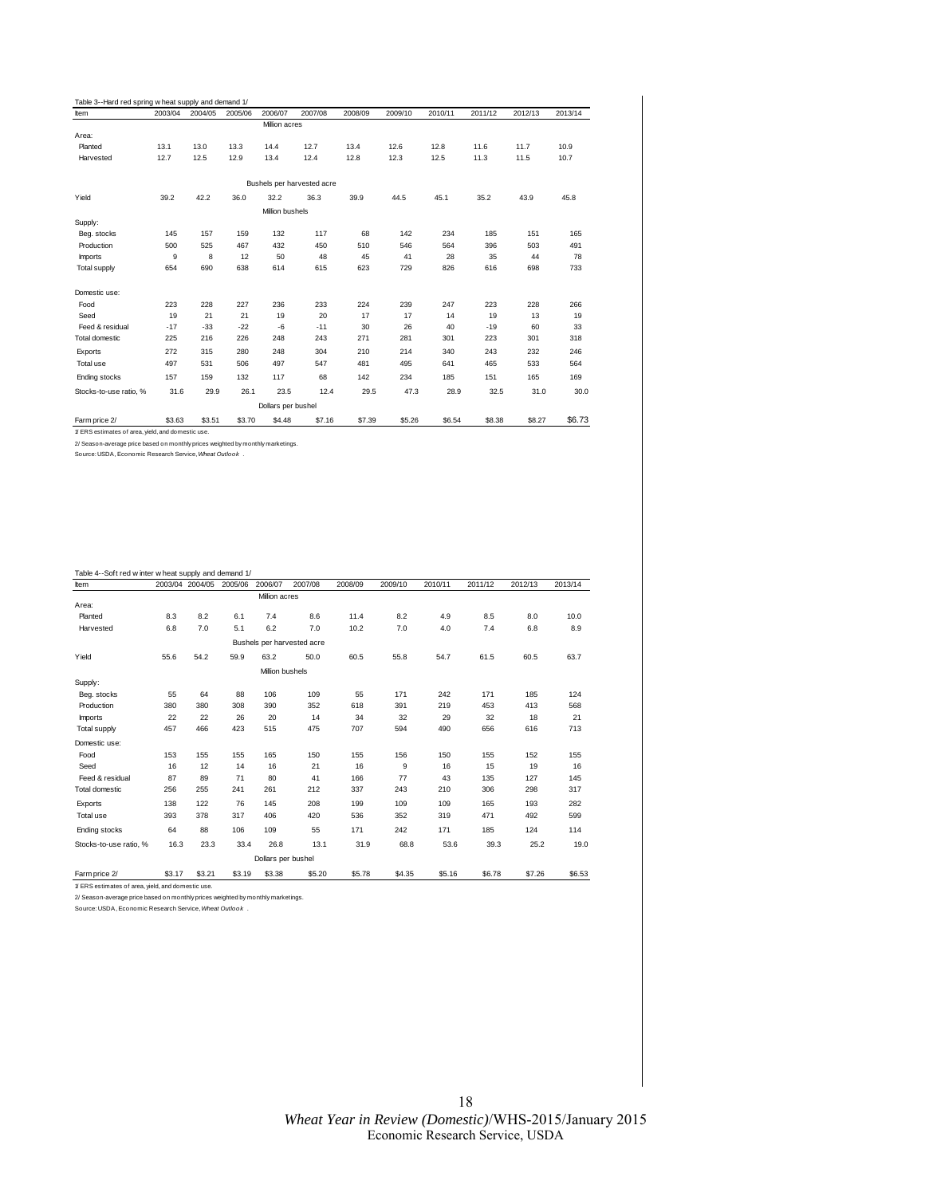Table 3--Hard red spring wheat supply and demand 1/

| Item | 2003/04 | 2004/05 | 2005/06 | 2006/07 | 2007/08 | 2008/09 | 2009/10 | 2010/11 | 2011/12 | 2012/13 | 2013/14 |
|---|---|---|---|---|---|---|---|---|---|---|---|
| | Million acres | | | | | | | | | | |
| Area: | | | | | | | | | | | |
| Planted | 13.1 | 13.0 | 13.3 | 14.4 | 12.7 | 13.4 | 12.6 | 12.8 | 11.6 | 11.7 | 10.9 |
| Harvested | 12.7 | 12.5 | 12.9 | 13.4 | 12.4 | 12.8 | 12.3 | 12.5 | 11.3 | 11.5 | 10.7 |
| | Bushels per harvested acre | | | | | | | | | | |
| Yield | 39.2 | 42.2 | 36.0 | 32.2 | 36.3 | 39.9 | 44.5 | 45.1 | 35.2 | 43.9 | 45.8 |
| | Million bushels | | | | | | | | | | |
| Supply: | | | | | | | | | | | |
| Beg. stocks | 145 | 157 | 159 | 132 | 117 | 68 | 142 | 234 | 185 | 151 | 165 |
| Production | 500 | 525 | 467 | 432 | 450 | 510 | 546 | 564 | 396 | 503 | 491 |
| Imports | 9 | 8 | 12 | 50 | 48 | 45 | 41 | 28 | 35 | 44 | 78 |
| Total supply | 654 | 690 | 638 | 614 | 615 | 623 | 729 | 826 | 616 | 698 | 733 |
| Domestic use: | | | | | | | | | | | |
| Food | 223 | 228 | 227 | 236 | 233 | 224 | 239 | 247 | 223 | 228 | 266 |
| Seed | 19 | 21 | 21 | 19 | 20 | 17 | 17 | 14 | 19 | 13 | 19 |
| Feed & residual | -17 | -33 | -22 | -6 | -11 | 30 | 26 | 40 | -19 | 60 | 33 |
| Total domestic | 225 | 216 | 226 | 248 | 243 | 271 | 281 | 301 | 223 | 301 | 318 |
| Exports | 272 | 315 | 280 | 248 | 304 | 210 | 214 | 340 | 243 | 232 | 246 |
| Total use | 497 | 531 | 506 | 497 | 547 | 481 | 495 | 641 | 465 | 533 | 564 |
| Ending stocks | 157 | 159 | 132 | 117 | 68 | 142 | 234 | 185 | 151 | 165 | 169 |
| Stocks-to-use ratio, % | 31.6 | 29.9 | 26.1 | 23.5 | 12.4 | 29.5 | 47.3 | 28.9 | 32.5 | 31.0 | 30.0 |
| | Dollars per bushel | | | | | | | | | | |
| Farm price 2/ | $3.63 | $3.51 | $3.70 | $4.48 | $7.16 | $7.39 | $5.26 | $6.54 | $8.38 | $8.27 | $6.73 |

1/ ERS estimates of area, yield, and domestic use.

2/ Season-average price based on monthly prices weighted by monthly marketings.

Source: USDA, Economic Research Service, *Wheat Outlook* .

Table 4--Soft red winter wheat supply and demand 1/

| Item | 2003/04 | 2004/05 | 2005/06 | 2006/07 | 2007/08 | 2008/09 | 2009/10 | 2010/11 | 2011/12 | 2012/13 | 2013/14 |
|---|---|---|---|---|---|---|---|---|---|---|---|
| | Million acres | | | | | | | | | | |
| Area: | | | | | | | | | | | |
| Planted | 8.3 | 8.2 | 6.1 | 7.4 | 8.6 | 11.4 | 8.2 | 4.9 | 8.5 | 8.0 | 10.0 |
| Harvested | 6.8 | 7.0 | 5.1 | 6.2 | 7.0 | 10.2 | 7.0 | 4.0 | 7.4 | 6.8 | 8.9 |
| | Bushels per harvested acre | | | | | | | | | | |
| Yield | 55.6 | 54.2 | 59.9 | 63.2 | 50.0 | 60.5 | 55.8 | 54.7 | 61.5 | 60.5 | 63.7 |
| | Million bushels | | | | | | | | | | |
| Supply: | | | | | | | | | | | |
| Beg. stocks | 55 | 64 | 88 | 106 | 109 | 55 | 171 | 242 | 171 | 185 | 124 |
| Production | 380 | 380 | 308 | 390 | 352 | 618 | 391 | 219 | 453 | 413 | 568 |
| Imports | 22 | 22 | 26 | 20 | 14 | 34 | 32 | 29 | 32 | 18 | 21 |
| Total supply | 457 | 466 | 423 | 515 | 475 | 707 | 594 | 490 | 656 | 616 | 713 |
| Domestic use: | | | | | | | | | | | |
| Food | 153 | 155 | 155 | 165 | 150 | 155 | 156 | 150 | 155 | 152 | 155 |
| Seed | 16 | 12 | 14 | 16 | 21 | 16 | 9 | 16 | 15 | 19 | 16 |
| Feed & residual | 87 | 89 | 71 | 80 | 41 | 166 | 77 | 43 | 135 | 127 | 145 |
| Total domestic | 256 | 255 | 241 | 261 | 212 | 337 | 243 | 210 | 306 | 298 | 317 |
| Exports | 138 | 122 | 76 | 145 | 208 | 199 | 109 | 109 | 165 | 193 | 282 |
| Total use | 393 | 378 | 317 | 406 | 420 | 536 | 352 | 319 | 471 | 492 | 599 |
| Ending stocks | 64 | 88 | 106 | 109 | 55 | 171 | 242 | 171 | 185 | 124 | 114 |
| Stocks-to-use ratio, % | 16.3 | 23.3 | 33.4 | 26.8 | 13.1 | 31.9 | 68.8 | 53.6 | 39.3 | 25.2 | 19.0 |
| | Dollars per bushel | | | | | | | | | | |
| Farm price 2/ | $3.17 | $3.21 | $3.19 | $3.38 | $5.20 | $5.78 | $4.35 | $5.16 | $6.78 | $7.26 | $6.53 |

1/ ERS estimates of area, yield, and domestic use.

2/ Season-average price based on monthly prices weighted by monthly marketings.

Source: USDA, Economic Research Service, *Wheat Outlook* .

*Wheat Year in Review (Domestic)*/WHS-2015/January 2015
Economic Research Service, USDA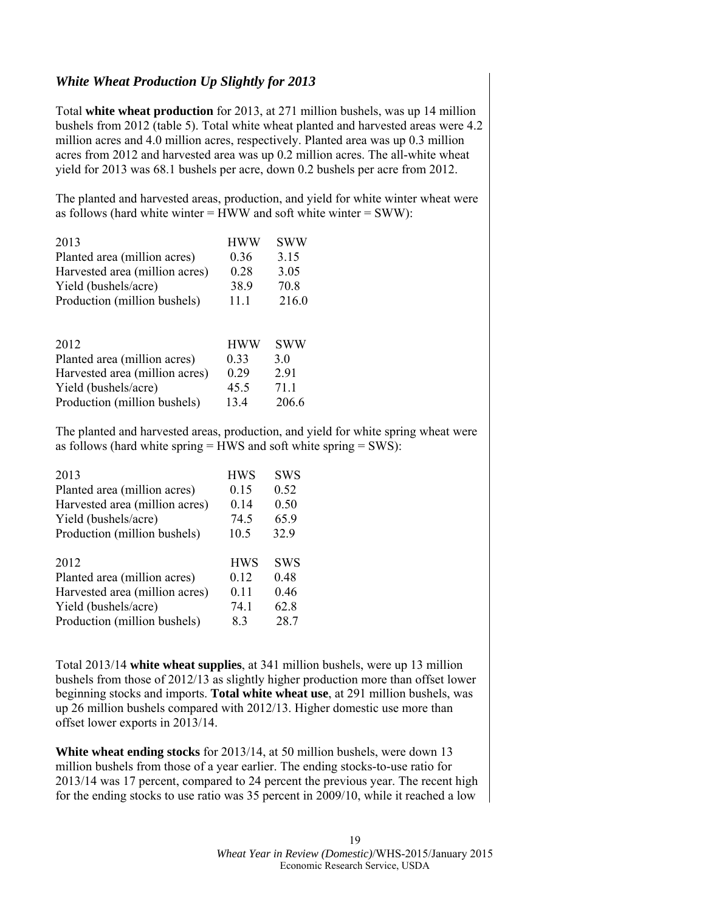## *White Wheat Production Up Slightly for 2013*

Total **white wheat production** for 2013, at 271 million bushels, was up 14 million bushels from 2012 (table 5). Total white wheat planted and harvested areas were 4.2 million acres and 4.0 million acres, respectively. Planted area was up 0.3 million acres from 2012 and harvested area was up 0.2 million acres. The all-white wheat yield for 2013 was 68.1 bushels per acre, down 0.2 bushels per acre from 2012.

The planted and harvested areas, production, and yield for white winter wheat were as follows (hard white winter = HWW and soft white winter = SWW):

| 2013 | HWW | SWW |
|---|---|---|
| Planted area (million acres) | 0.36 | 3.15 |
| Harvested area (million acres) | 0.28 | 3.05 |
| Yield (bushels/acre) | 38.9 | 70.8 |
| Production (million bushels) | 11.1 | 216.0 |

| 2012 | HWW | SWW |
|---|---|---|
| Planted area (million acres) | 0.33 | 3.0 |
| Harvested area (million acres) | 0.29 | 2.91 |
| Yield (bushels/acre) | 45.5 | 71.1 |
| Production (million bushels) | 13.4 | 206.6 |

The planted and harvested areas, production, and yield for white spring wheat were as follows (hard white spring = HWS and soft white spring = SWS):

| 2013 | HWS | SWS |
|---|---|---|
| Planted area (million acres) | 0.15 | 0.52 |
| Harvested area (million acres) | 0.14 | 0.50 |
| Yield (bushels/acre) | 74.5 | 65.9 |
| Production (million bushels) | 10.5 | 32.9 |

| 2012 | HWS | SWS |
|---|---|---|
| Planted area (million acres) | 0.12 | 0.48 |
| Harvested area (million acres) | 0.11 | 0.46 |
| Yield (bushels/acre) | 74.1 | 62.8 |
| Production (million bushels) | 8.3 | 28.7 |

Total 2013/14 **white wheat supplies**, at 341 million bushels, were up 13 million bushels from those of 2012/13 as slightly higher production more than offset lower beginning stocks and imports. **Total white wheat use**, at 291 million bushels, was up 26 million bushels compared with 2012/13. Higher domestic use more than offset lower exports in 2013/14.

**White wheat ending stocks** for 2013/14, at 50 million bushels, were down 13 million bushels from those of a year earlier. The ending stocks-to-use ratio for 2013/14 was 17 percent, compared to 24 percent the previous year. The recent high for the ending stocks to use ratio was 35 percent in 2009/10, while it reached a low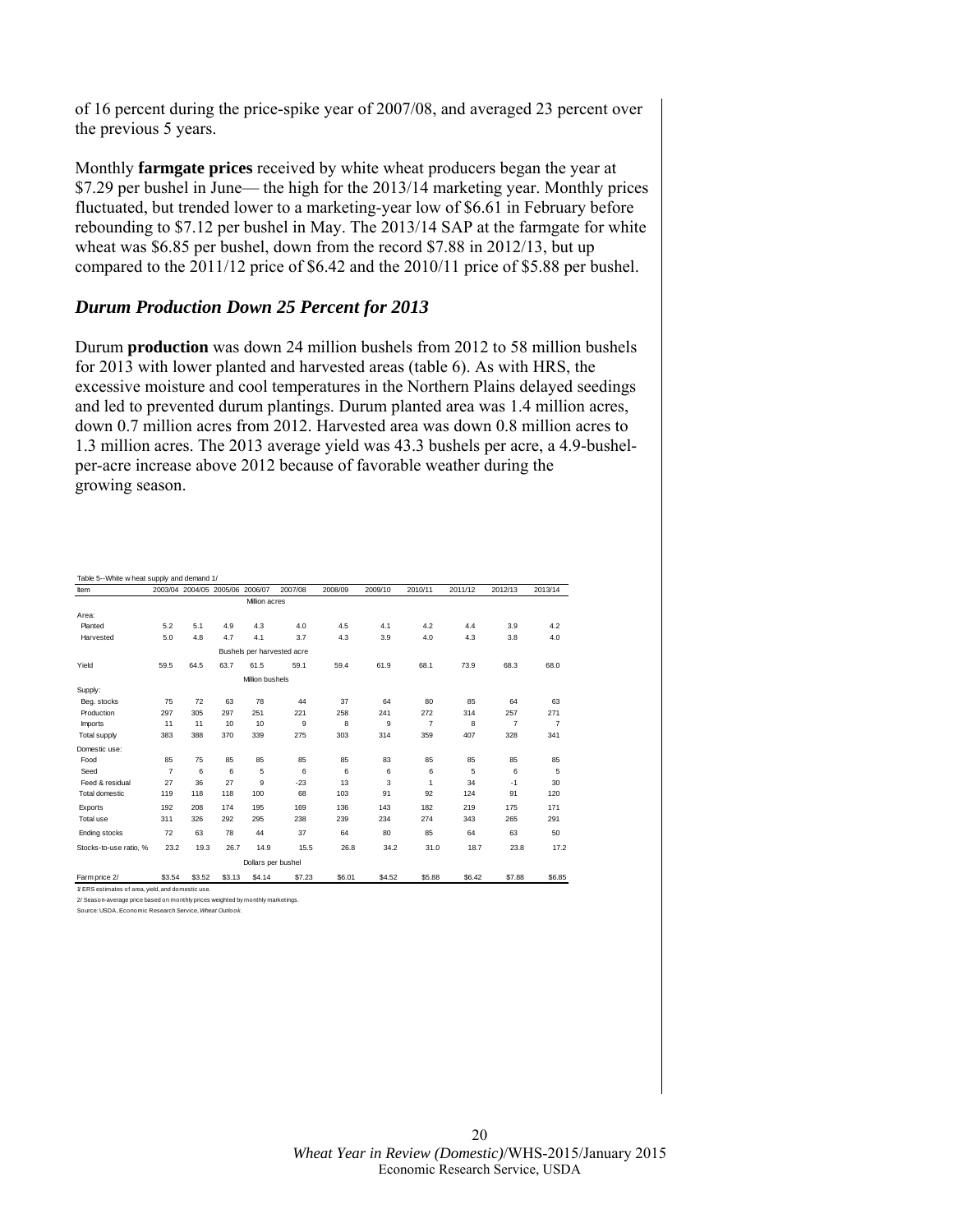of 16 percent during the price-spike year of 2007/08, and averaged 23 percent over the previous 5 years.

Monthly **farmgate prices** received by white wheat producers began the year at $7.29 per bushel in June— the high for the 2013/14 marketing year. Monthly prices fluctuated, but trended lower to a marketing-year low of $6.61 in February before rebounding to $7.12 per bushel in May. The 2013/14 SAP at the farmgate for white wheat was $6.85 per bushel, down from the record $7.88 in 2012/13, but up compared to the 2011/12 price of $6.42 and the 2010/11 price of $5.88 per bushel.

## *Durum Production Down 25 Percent for 2013*

Durum **production** was down 24 million bushels from 2012 to 58 million bushels for 2013 with lower planted and harvested areas (table 6). As with HRS, the excessive moisture and cool temperatures in the Northern Plains delayed seedings and led to prevented durum plantings. Durum planted area was 1.4 million acres, down 0.7 million acres from 2012. Harvested area was down 0.8 million acres to 1.3 million acres. The 2013 average yield was 43.3 bushels per acre, a 4.9-bushel-per-acre increase above 2012 because of favorable weather during the growing season.

Table 5--White wheat supply and demand 1/

| Item | 2003/04 | 2004/05 | 2005/06 | 2006/07 | 2007/08 | 2008/09 | 2009/10 | 2010/11 | 2011/12 | 2012/13 | 2013/14 |
|---|---|---|---|---|---|---|---|---|---|---|---|
| | | | | Million acres | | | | | | | |
| Area: | | | | | | | | | | | |
| Planted | 5.2 | 5.1 | 4.9 | 4.3 | 4.0 | 4.5 | 4.1 | 4.2 | 4.4 | 3.9 | 4.2 |
| Harvested | 5.0 | 4.8 | 4.7 | 4.1 | 3.7 | 4.3 | 3.9 | 4.0 | 4.3 | 3.8 | 4.0 |
| | | | | Bushels per harvested acre | | | | | | | |
| Yield | 59.5 | 64.5 | 63.7 | 61.5 | 59.1 | 59.4 | 61.9 | 68.1 | 73.9 | 68.3 | 68.0 |
| | | | | Million bushels | | | | | | | |
| Supply: | | | | | | | | | | | |
| Beg. stocks | 75 | 72 | 63 | 78 | 44 | 37 | 64 | 80 | 85 | 64 | 63 |
| Production | 297 | 305 | 297 | 251 | 221 | 258 | 241 | 272 | 314 | 257 | 271 |
| Imports | 11 | 11 | 10 | 10 | 9 | 8 | 9 | 7 | 8 | 7 | 7 |
| Total supply | 383 | 388 | 370 | 339 | 275 | 303 | 314 | 359 | 407 | 328 | 341 |
| Domestic use: | | | | | | | | | | | |
| Food | 85 | 75 | 85 | 85 | 85 | 85 | 83 | 85 | 85 | 85 | 85 |
| Seed | 7 | 6 | 6 | 5 | 6 | 6 | 6 | 6 | 5 | 6 | 5 |
| Feed & residual | 27 | 36 | 27 | 9 | -23 | 13 | 3 | 1 | 34 | -1 | 30 |
| Total domestic | 119 | 118 | 118 | 100 | 68 | 103 | 91 | 92 | 124 | 91 | 120 |
| Exports | 192 | 208 | 174 | 195 | 169 | 136 | 143 | 182 | 219 | 175 | 171 |
| Total use | 311 | 326 | 292 | 295 | 238 | 239 | 234 | 274 | 343 | 265 | 291 |
| Ending stocks | 72 | 63 | 78 | 44 | 37 | 64 | 80 | 85 | 64 | 63 | 50 |
| Stocks-to-use ratio, % | 23.2 | 19.3 | 26.7 | 14.9 | 15.5 | 26.8 | 34.2 | 31.0 | 18.7 | 23.8 | 17.2 |
| | | | | Dollars per bushel | | | | | | | |
| Farm price 2/ | $3.54 | $3.52 | $3.13 | $4.14 | $7.23 | $6.01 | $4.52 | $5.88 | $6.42 | $7.88 | $6.85 |

1/ ERS estimates of area, yield, and domestic use.

2/ Season-average price based on monthly prices weighted by monthly marketings.

Source: USDA, Economic Research Service, *Wheat Outlook*.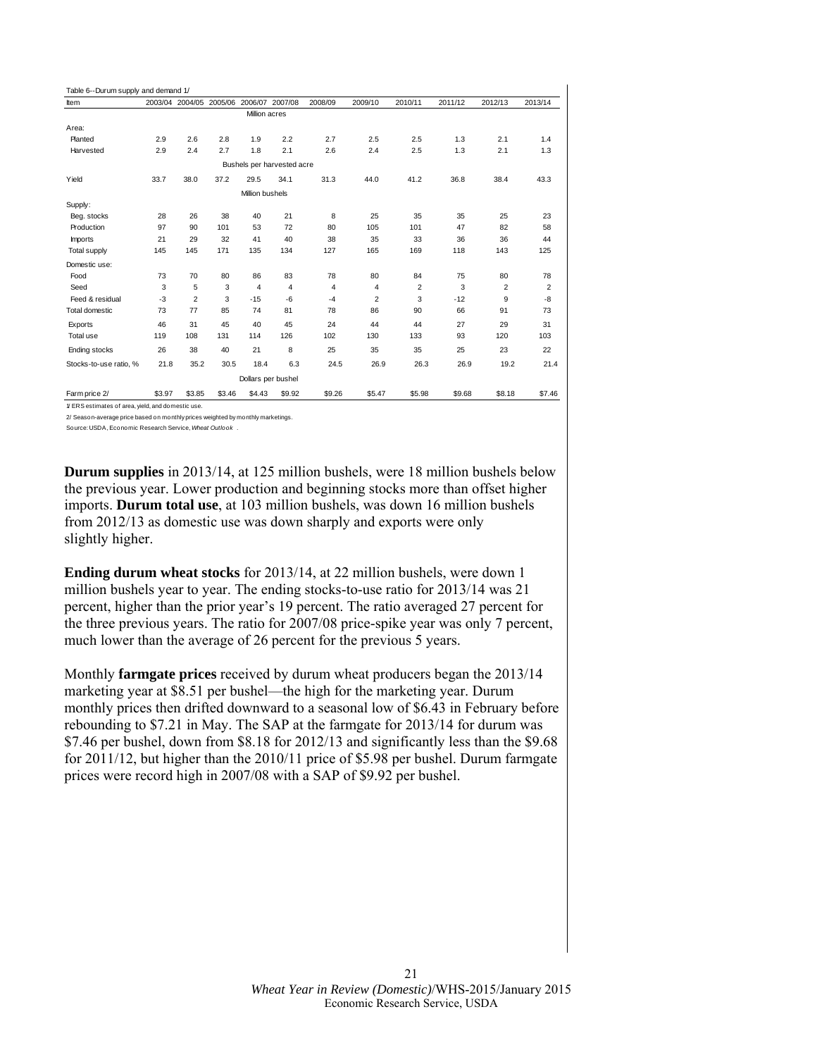Table 6--Durum supply and demand 1/

| Item | 2003/04 | 2004/05 | 2005/06 | 2006/07 | 2007/08 | 2008/09 | 2009/10 | 2010/11 | 2011/12 | 2012/13 | 2013/14 |
|---|---|---|---|---|---|---|---|---|---|---|---|
| | Million acres | | | | | | | | | | |
| Area: | | | | | | | | | | | |
| Planted | 2.9 | 2.6 | 2.8 | 1.9 | 2.2 | 2.7 | 2.5 | 2.5 | 1.3 | 2.1 | 1.4 |
| Harvested | 2.9 | 2.4 | 2.7 | 1.8 | 2.1 | 2.6 | 2.4 | 2.5 | 1.3 | 2.1 | 1.3 |
| | Bushels per harvested acre | | | | | | | | | | |
| Yield | 33.7 | 38.0 | 37.2 | 29.5 | 34.1 | 31.3 | 44.0 | 41.2 | 36.8 | 38.4 | 43.3 |
| | Million bushels | | | | | | | | | | |
| Supply: | | | | | | | | | | | |
| Beg. stocks | 28 | 26 | 38 | 40 | 21 | 8 | 25 | 35 | 35 | 25 | 23 |
| Production | 97 | 90 | 101 | 53 | 72 | 80 | 105 | 101 | 47 | 82 | 58 |
| Imports | 21 | 29 | 32 | 41 | 40 | 38 | 35 | 33 | 36 | 36 | 44 |
| Total supply | 145 | 145 | 171 | 135 | 134 | 127 | 165 | 169 | 118 | 143 | 125 |
| Domestic use: | | | | | | | | | | | |
| Food | 73 | 70 | 80 | 86 | 83 | 78 | 80 | 84 | 75 | 80 | 78 |
| Seed | 3 | 5 | 3 | 4 | 4 | 4 | 4 | 2 | 3 | 2 | 2 |
| Feed & residual | -3 | 2 | 3 | -15 | -6 | -4 | 2 | 3 | -12 | 9 | -8 |
| Total domestic | 73 | 77 | 85 | 74 | 81 | 78 | 86 | 90 | 66 | 91 | 73 |
| Exports | 46 | 31 | 45 | 40 | 45 | 24 | 44 | 44 | 27 | 29 | 31 |
| Total use | 119 | 108 | 131 | 114 | 126 | 102 | 130 | 133 | 93 | 120 | 103 |
| Ending stocks | 26 | 38 | 40 | 21 | 8 | 25 | 35 | 35 | 25 | 23 | 22 |
| Stocks-to-use ratio, % | 21.8 | 35.2 | 30.5 | 18.4 | 6.3 | 24.5 | 26.9 | 26.3 | 26.9 | 19.2 | 21.4 |
| | Dollars per bushel | | | | | | | | | | |
| Farm price 2/ | $3.97 | $3.85 | $3.46 | $4.43 | $9.92 | $9.26 | $5.47 | $5.98 | $9.68 | $8.18 | $7.46 |

1/ ERS estimates of area, yield, and domestic use.

2/ Season-average price based on monthly prices weighted by monthly marketings.

Source: USDA, Economic Research Service, *Wheat Outlook*.

**Durum supplies** in 2013/14, at 125 million bushels, were 18 million bushels below the previous year. Lower production and beginning stocks more than offset higher imports. **Durum total use**, at 103 million bushels, was down 16 million bushels from 2012/13 as domestic use was down sharply and exports were only slightly higher.

**Ending durum wheat stocks** for 2013/14, at 22 million bushels, were down 1 million bushels year to year. The ending stocks-to-use ratio for 2013/14 was 21 percent, higher than the prior year's 19 percent. The ratio averaged 27 percent for the three previous years. The ratio for 2007/08 price-spike year was only 7 percent, much lower than the average of 26 percent for the previous 5 years.

Monthly **farmgate prices** received by durum wheat producers began the 2013/14 marketing year at $8.51 per bushel—the high for the marketing year. Durum monthly prices then drifted downward to a seasonal low of $6.43 in February before rebounding to $7.21 in May. The SAP at the farmgate for 2013/14 for durum was $7.46 per bushel, down from $8.18 for 2012/13 and significantly less than the $9.68 for 2011/12, but higher than the 2010/11 price of $5.98 per bushel. Durum farmgate prices were record high in 2007/08 with a SAP of $9.92 per bushel.